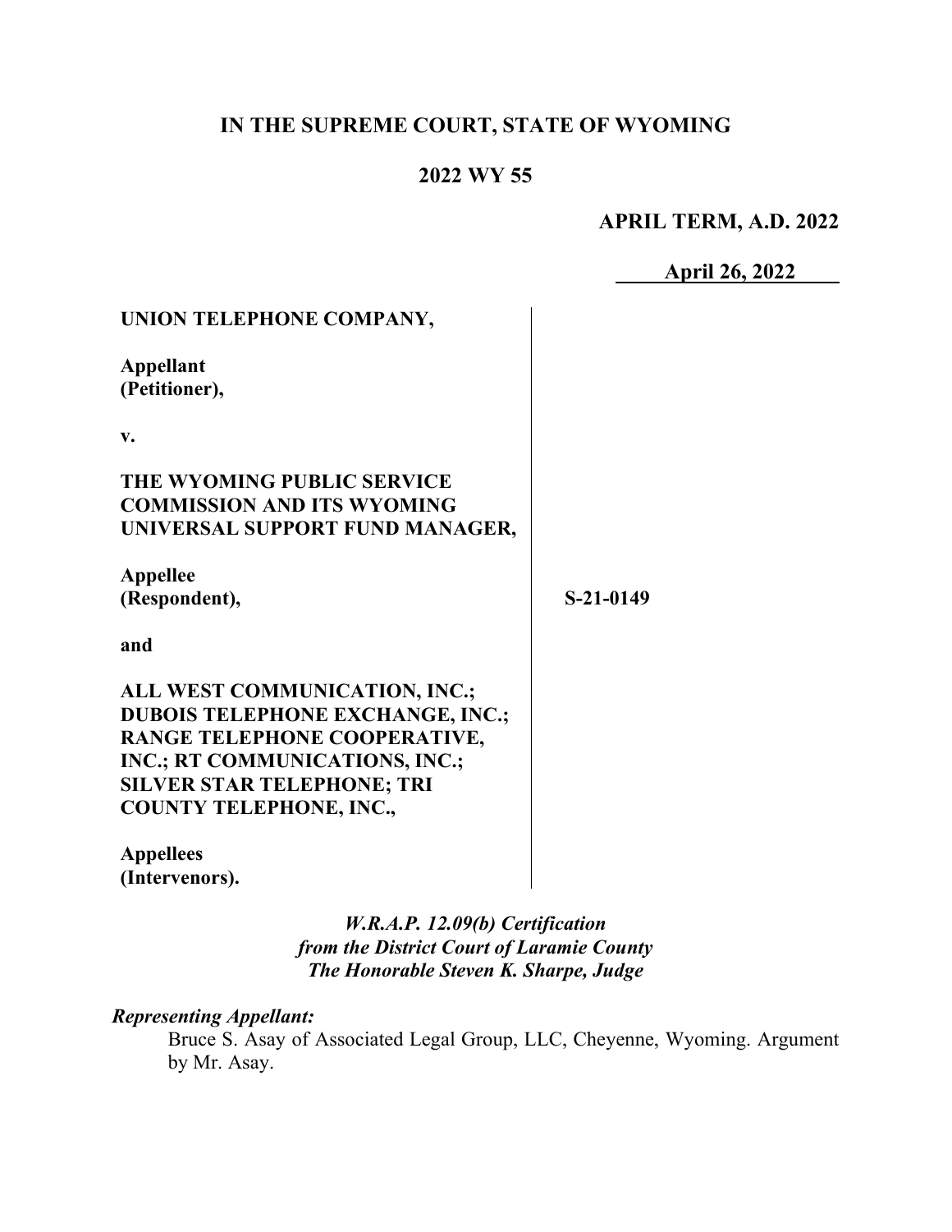**IN THE SUPREME COURT, STATE OF WYOMING**

**2022 WY 55**

**APRIL TERM, A.D. 2022**

**April 26, 2022**

**UNION TELEPHONE COMPANY,**

**Appellant**
**(Petitioner),**

**v.**

**THE WYOMING PUBLIC SERVICE COMMISSION AND ITS WYOMING UNIVERSAL SUPPORT FUND MANAGER,**

**Appellee**
**(Respondent),**

**and**

**ALL WEST COMMUNICATION, INC.; DUBOIS TELEPHONE EXCHANGE, INC.; RANGE TELEPHONE COOPERATIVE, INC.; RT COMMUNICATIONS, INC.; SILVER STAR TELEPHONE; TRI COUNTY TELEPHONE, INC.,**

**Appellees**
**(Intervenors).**

**S-21-0149**

*W.R.A.P. 12.09(b) Certification*
*from the District Court of Laramie County*
*The Honorable Steven K. Sharpe, Judge*

***Representing Appellant:***

Bruce S. Asay of Associated Legal Group, LLC, Cheyenne, Wyoming. Argument by Mr. Asay.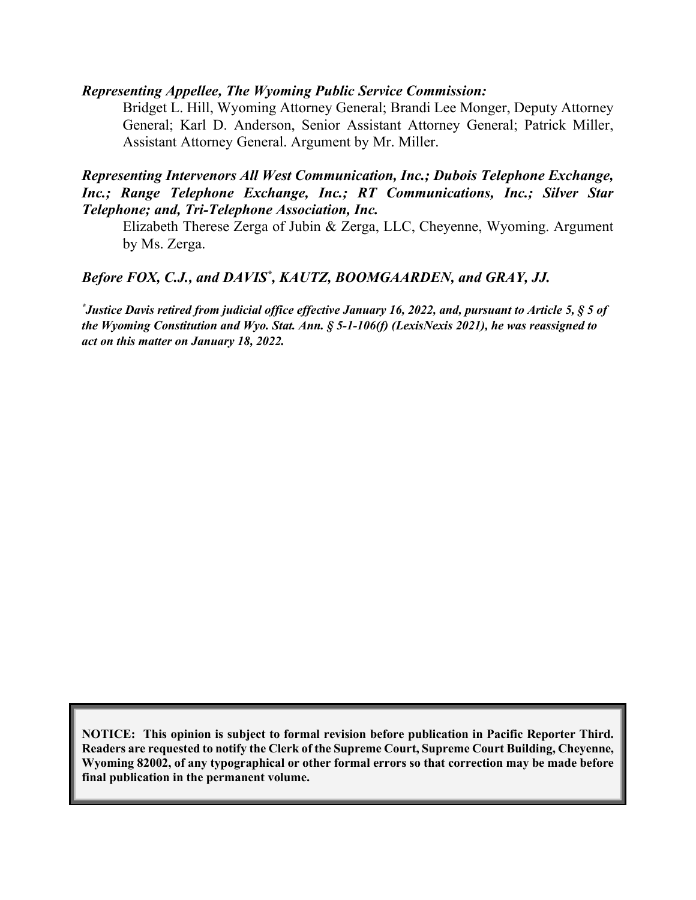***Representing Appellee, The Wyoming Public Service Commission:***

Bridget L. Hill, Wyoming Attorney General; Brandi Lee Monger, Deputy Attorney General; Karl D. Anderson, Senior Assistant Attorney General; Patrick Miller, Assistant Attorney General. Argument by Mr. Miller.

***Representing Intervenors All West Communication, Inc.; Dubois Telephone Exchange, Inc.; Range Telephone Exchange, Inc.; RT Communications, Inc.; Silver Star Telephone; and, Tri-Telephone Association, Inc.***

Elizabeth Therese Zerga of Jubin & Zerga, LLC, Cheyenne, Wyoming. Argument by Ms. Zerga.

***Before FOX, C.J., and DAVIS*, KAUTZ, BOOMGAARDEN, and GRAY, JJ.***

*** Justice Davis retired from judicial office effective January 16, 2022, and, pursuant to Article 5, § 5 of the Wyoming Constitution and Wyo. Stat. Ann. § 5-1-106(f) (LexisNexis 2021), he was reassigned to act on this matter on January 18, 2022.***

**NOTICE: This opinion is subject to formal revision before publication in Pacific Reporter Third. Readers are requested to notify the Clerk of the Supreme Court, Supreme Court Building, Cheyenne, Wyoming 82002, of any typographical or other formal errors so that correction may be made before final publication in the permanent volume.**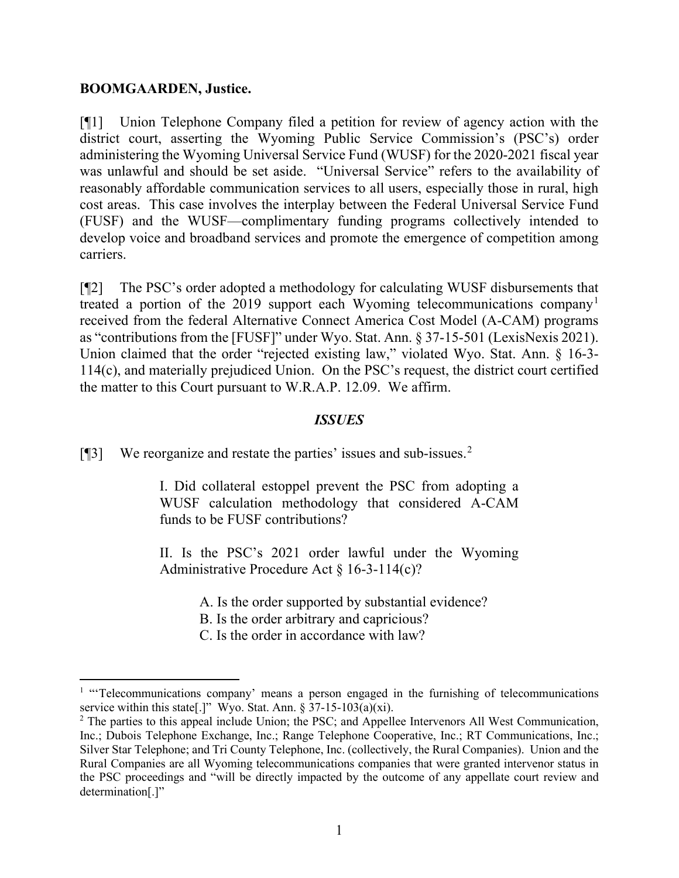**BOOMGAARDEN, Justice.**

[¶1] Union Telephone Company filed a petition for review of agency action with the district court, asserting the Wyoming Public Service Commission's (PSC's) order administering the Wyoming Universal Service Fund (WUSF) for the 2020-2021 fiscal year was unlawful and should be set aside. "Universal Service" refers to the availability of reasonably affordable communication services to all users, especially those in rural, high cost areas. This case involves the interplay between the Federal Universal Service Fund (FUSF) and the WUSF—complimentary funding programs collectively intended to develop voice and broadband services and promote the emergence of competition among carriers.

[¶2] The PSC's order adopted a methodology for calculating WUSF disbursements that treated a portion of the 2019 support each Wyoming telecommunications company[1] received from the federal Alternative Connect America Cost Model (A-CAM) programs as "contributions from the [FUSF]" under Wyo. Stat. Ann. § 37-15-501 (LexisNexis 2021). Union claimed that the order "rejected existing law," violated Wyo. Stat. Ann. § 16-3-114(c), and materially prejudiced Union. On the PSC's request, the district court certified the matter to this Court pursuant to W.R.A.P. 12.09. We affirm.

### *ISSUES*

[¶3] We reorganize and restate the parties' issues and sub-issues.[2]

> I. Did collateral estoppel prevent the PSC from adopting a WUSF calculation methodology that considered A-CAM funds to be FUSF contributions?
>
> II. Is the PSC's 2021 order lawful under the Wyoming Administrative Procedure Act § 16-3-114(c)?
>
> A. Is the order supported by substantial evidence?
> B. Is the order arbitrary and capricious?
> C. Is the order in accordance with law?

---

[1] "'Telecommunications company' means a person engaged in the furnishing of telecommunications service within this state[.]" Wyo. Stat. Ann. § 37-15-103(a)(xi).

[2] The parties to this appeal include Union; the PSC; and Appellee Intervenors All West Communication, Inc.; Dubois Telephone Exchange, Inc.; Range Telephone Cooperative, Inc.; RT Communications, Inc.; Silver Star Telephone; and Tri County Telephone, Inc. (collectively, the Rural Companies). Union and the Rural Companies are all Wyoming telecommunications companies that were granted intervenor status in the PSC proceedings and "will be directly impacted by the outcome of any appellate court review and determination[.]"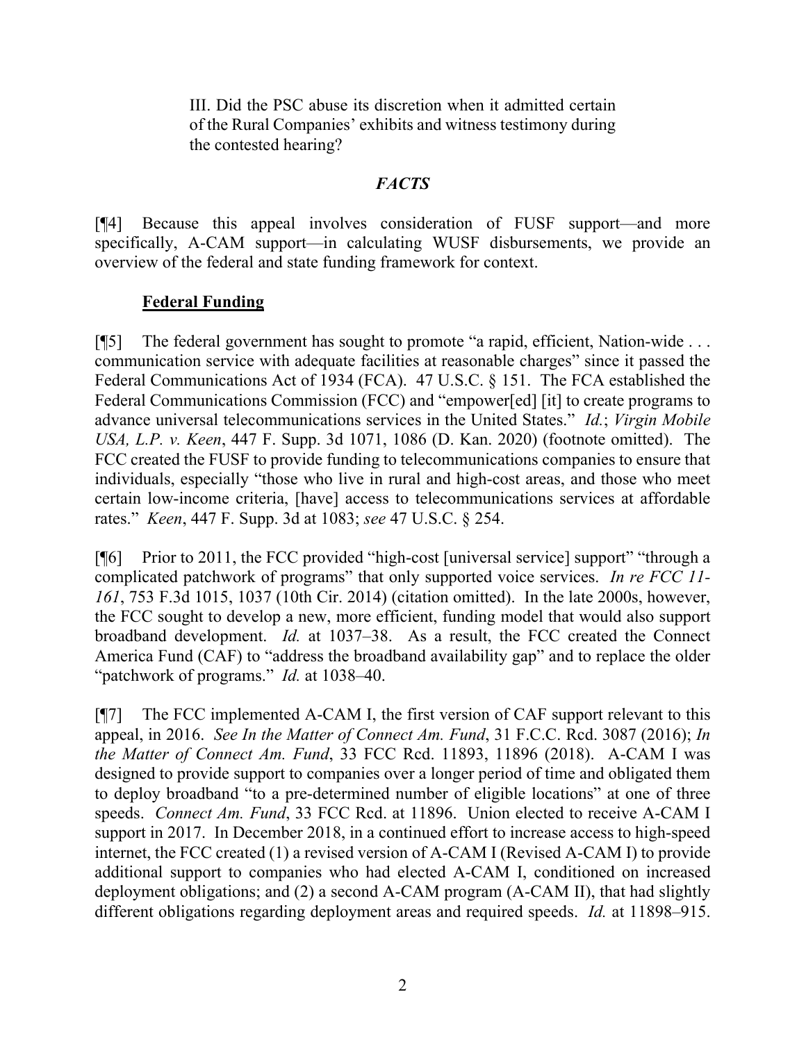III. Did the PSC abuse its discretion when it admitted certain of the Rural Companies' exhibits and witness testimony during the contested hearing?

## *FACTS*

[¶4] Because this appeal involves consideration of FUSF support—and more specifically, A-CAM support—in calculating WUSF disbursements, we provide an overview of the federal and state funding framework for context.

### Federal Funding

[¶5] The federal government has sought to promote "a rapid, efficient, Nation-wide . . . communication service with adequate facilities at reasonable charges" since it passed the Federal Communications Act of 1934 (FCA). 47 U.S.C. § 151. The FCA established the Federal Communications Commission (FCC) and "empower[ed] [it] to create programs to advance universal telecommunications services in the United States." *Id.*; *Virgin Mobile USA, L.P. v. Keen*, 447 F. Supp. 3d 1071, 1086 (D. Kan. 2020) (footnote omitted). The FCC created the FUSF to provide funding to telecommunications companies to ensure that individuals, especially "those who live in rural and high-cost areas, and those who meet certain low-income criteria, [have] access to telecommunications services at affordable rates." *Keen*, 447 F. Supp. 3d at 1083; *see* 47 U.S.C. § 254.

[¶6] Prior to 2011, the FCC provided "high-cost [universal service] support" "through a complicated patchwork of programs" that only supported voice services. *In re FCC 11-161*, 753 F.3d 1015, 1037 (10th Cir. 2014) (citation omitted). In the late 2000s, however, the FCC sought to develop a new, more efficient, funding model that would also support broadband development. *Id.* at 1037–38. As a result, the FCC created the Connect America Fund (CAF) to "address the broadband availability gap" and to replace the older "patchwork of programs." *Id.* at 1038–40.

[¶7] The FCC implemented A-CAM I, the first version of CAF support relevant to this appeal, in 2016. *See In the Matter of Connect Am. Fund*, 31 F.C.C. Rcd. 3087 (2016); *In the Matter of Connect Am. Fund*, 33 FCC Rcd. 11893, 11896 (2018). A-CAM I was designed to provide support to companies over a longer period of time and obligated them to deploy broadband "to a pre-determined number of eligible locations" at one of three speeds. *Connect Am. Fund*, 33 FCC Rcd. at 11896. Union elected to receive A-CAM I support in 2017. In December 2018, in a continued effort to increase access to high-speed internet, the FCC created (1) a revised version of A-CAM I (Revised A-CAM I) to provide additional support to companies who had elected A-CAM I, conditioned on increased deployment obligations; and (2) a second A-CAM program (A-CAM II), that had slightly different obligations regarding deployment areas and required speeds. *Id.* at 11898–915.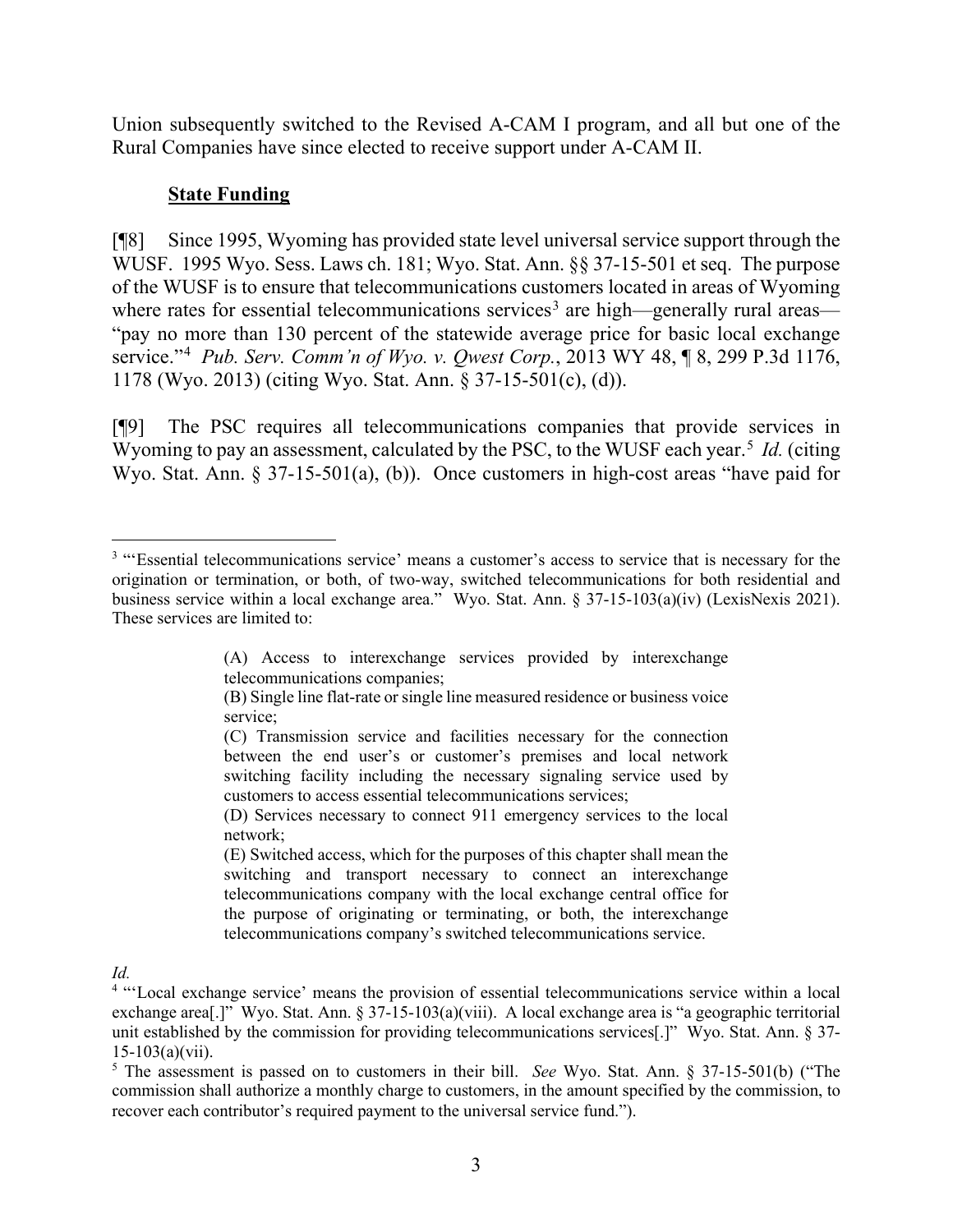Union subsequently switched to the Revised A-CAM I program, and all but one of the Rural Companies have since elected to receive support under A-CAM II.

**State Funding**

[¶8] Since 1995, Wyoming has provided state level universal service support through the WUSF. 1995 Wyo. Sess. Laws ch. 181; Wyo. Stat. Ann. §§ 37-15-501 et seq. The purpose of the WUSF is to ensure that telecommunications customers located in areas of Wyoming where rates for essential telecommunications services[3] are high—generally rural areas—"pay no more than 130 percent of the statewide average price for basic local exchange service."[4] *Pub. Serv. Comm'n of Wyo. v. Qwest Corp.*, 2013 WY 48, ¶ 8, 299 P.3d 1176, 1178 (Wyo. 2013) (citing Wyo. Stat. Ann. § 37-15-501(c), (d)).

[¶9] The PSC requires all telecommunications companies that provide services in Wyoming to pay an assessment, calculated by the PSC, to the WUSF each year.[5] *Id.* (citing Wyo. Stat. Ann. § 37-15-501(a), (b)). Once customers in high-cost areas "have paid for

---

[3] "'Essential telecommunications service' means a customer's access to service that is necessary for the origination or termination, or both, of two-way, switched telecommunications for both residential and business service within a local exchange area." Wyo. Stat. Ann. § 37-15-103(a)(iv) (LexisNexis 2021). These services are limited to:

> (A) Access to interexchange services provided by interexchange telecommunications companies;
>
> (B) Single line flat-rate or single line measured residence or business voice service;
>
> (C) Transmission service and facilities necessary for the connection between the end user's or customer's premises and local network switching facility including the necessary signaling service used by customers to access essential telecommunications services;
>
> (D) Services necessary to connect 911 emergency services to the local network;
>
> (E) Switched access, which for the purposes of this chapter shall mean the switching and transport necessary to connect an interexchange telecommunications company with the local exchange central office for the purpose of originating or terminating, or both, the interexchange telecommunications company's switched telecommunications service.

*Id.*

[4] "'Local exchange service' means the provision of essential telecommunications service within a local exchange area[.]" Wyo. Stat. Ann. § 37-15-103(a)(viii). A local exchange area is "a geographic territorial unit established by the commission for providing telecommunications services[.]" Wyo. Stat. Ann. § 37-15-103(a)(vii).

[5] The assessment is passed on to customers in their bill. *See* Wyo. Stat. Ann. § 37-15-501(b) ("The commission shall authorize a monthly charge to customers, in the amount specified by the commission, to recover each contributor's required payment to the universal service fund.").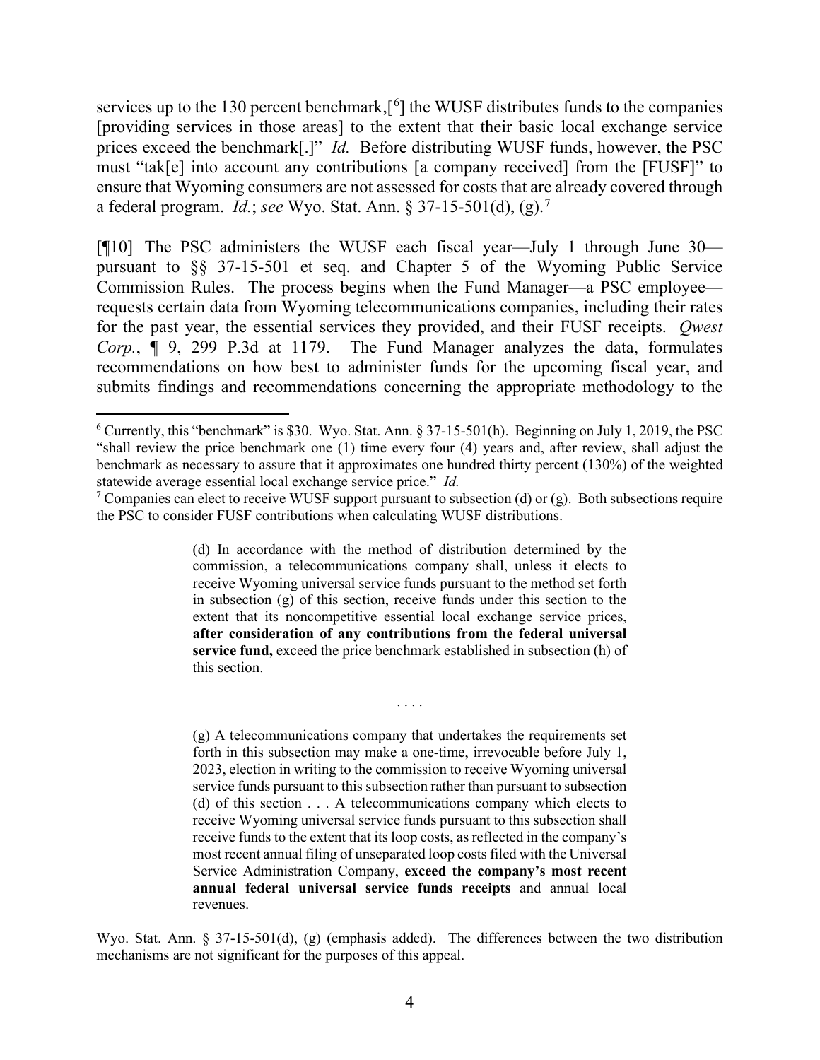services up to the 130 percent benchmark,[6] the WUSF distributes funds to the companies [providing services in those areas] to the extent that their basic local exchange service prices exceed the benchmark[.]" *Id.* Before distributing WUSF funds, however, the PSC must "tak[e] into account any contributions [a company received] from the [FUSF]" to ensure that Wyoming consumers are not assessed for costs that are already covered through a federal program. *Id.*; *see* Wyo. Stat. Ann. § 37-15-501(d), (g).[7]

[¶10] The PSC administers the WUSF each fiscal year—July 1 through June 30—pursuant to §§ 37-15-501 et seq. and Chapter 5 of the Wyoming Public Service Commission Rules. The process begins when the Fund Manager—a PSC employee—requests certain data from Wyoming telecommunications companies, including their rates for the past year, the essential services they provided, and their FUSF receipts. *Qwest Corp.*, ¶ 9, 299 P.3d at 1179. The Fund Manager analyzes the data, formulates recommendations on how best to administer funds for the upcoming fiscal year, and submits findings and recommendations concerning the appropriate methodology to the

---

[6] Currently, this "benchmark" is $30. Wyo. Stat. Ann. § 37-15-501(h). Beginning on July 1, 2019, the PSC "shall review the price benchmark one (1) time every four (4) years and, after review, shall adjust the benchmark as necessary to assure that it approximates one hundred thirty percent (130%) of the weighted statewide average essential local exchange service price." *Id.*

[7] Companies can elect to receive WUSF support pursuant to subsection (d) or (g). Both subsections require the PSC to consider FUSF contributions when calculating WUSF distributions.

> (d) In accordance with the method of distribution determined by the commission, a telecommunications company shall, unless it elects to receive Wyoming universal service funds pursuant to the method set forth in subsection (g) of this section, receive funds under this section to the extent that its noncompetitive essential local exchange service prices, **after consideration of any contributions from the federal universal service fund,** exceed the price benchmark established in subsection (h) of this section.
>
> . . . .
>
> (g) A telecommunications company that undertakes the requirements set forth in this subsection may make a one-time, irrevocable before July 1, 2023, election in writing to the commission to receive Wyoming universal service funds pursuant to this subsection rather than pursuant to subsection (d) of this section . . . A telecommunications company which elects to receive Wyoming universal service funds pursuant to this subsection shall receive funds to the extent that its loop costs, as reflected in the company's most recent annual filing of unseparated loop costs filed with the Universal Service Administration Company, **exceed the company's most recent annual federal universal service funds receipts** and annual local revenues.

Wyo. Stat. Ann. § 37-15-501(d), (g) (emphasis added). The differences between the two distribution mechanisms are not significant for the purposes of this appeal.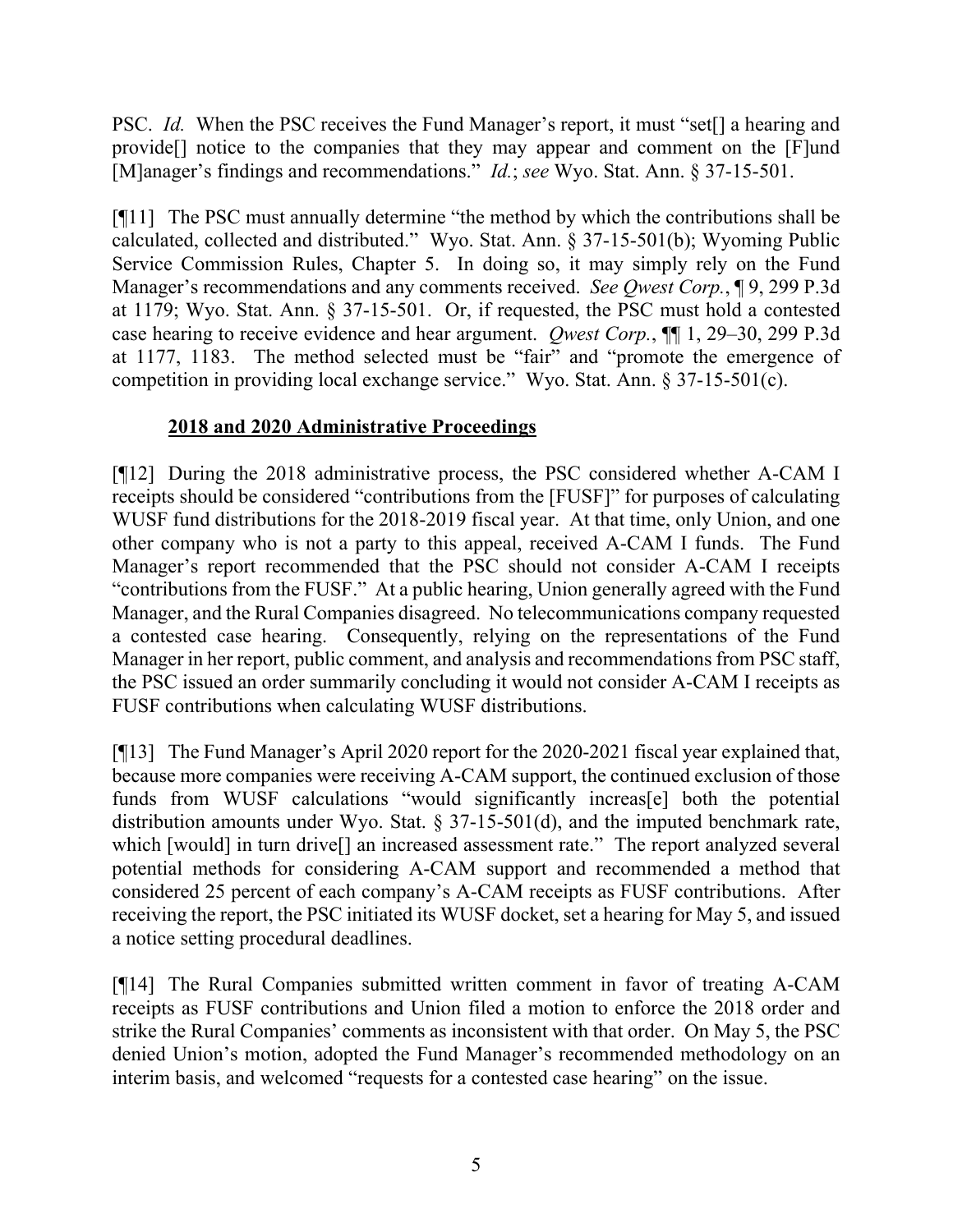PSC. *Id.* When the PSC receives the Fund Manager's report, it must "set[] a hearing and provide[] notice to the companies that they may appear and comment on the [F]und [M]anager's findings and recommendations." *Id.*; *see* Wyo. Stat. Ann. § 37-15-501.

[¶11] The PSC must annually determine "the method by which the contributions shall be calculated, collected and distributed." Wyo. Stat. Ann. § 37-15-501(b); Wyoming Public Service Commission Rules, Chapter 5. In doing so, it may simply rely on the Fund Manager's recommendations and any comments received. *See Qwest Corp.*, ¶ 9, 299 P.3d at 1179; Wyo. Stat. Ann. § 37-15-501. Or, if requested, the PSC must hold a contested case hearing to receive evidence and hear argument. *Qwest Corp.*, ¶¶ 1, 29–30, 299 P.3d at 1177, 1183. The method selected must be "fair" and "promote the emergence of competition in providing local exchange service." Wyo. Stat. Ann. § 37-15-501(c).

**2018 and 2020 Administrative Proceedings**

[¶12] During the 2018 administrative process, the PSC considered whether A-CAM I receipts should be considered "contributions from the [FUSF]" for purposes of calculating WUSF fund distributions for the 2018-2019 fiscal year. At that time, only Union, and one other company who is not a party to this appeal, received A-CAM I funds. The Fund Manager's report recommended that the PSC should not consider A-CAM I receipts "contributions from the FUSF." At a public hearing, Union generally agreed with the Fund Manager, and the Rural Companies disagreed. No telecommunications company requested a contested case hearing. Consequently, relying on the representations of the Fund Manager in her report, public comment, and analysis and recommendations from PSC staff, the PSC issued an order summarily concluding it would not consider A-CAM I receipts as FUSF contributions when calculating WUSF distributions.

[¶13] The Fund Manager's April 2020 report for the 2020-2021 fiscal year explained that, because more companies were receiving A-CAM support, the continued exclusion of those funds from WUSF calculations "would significantly increas[e] both the potential distribution amounts under Wyo. Stat. § 37-15-501(d), and the imputed benchmark rate, which [would] in turn drive[] an increased assessment rate." The report analyzed several potential methods for considering A-CAM support and recommended a method that considered 25 percent of each company's A-CAM receipts as FUSF contributions. After receiving the report, the PSC initiated its WUSF docket, set a hearing for May 5, and issued a notice setting procedural deadlines.

[¶14] The Rural Companies submitted written comment in favor of treating A-CAM receipts as FUSF contributions and Union filed a motion to enforce the 2018 order and strike the Rural Companies' comments as inconsistent with that order. On May 5, the PSC denied Union's motion, adopted the Fund Manager's recommended methodology on an interim basis, and welcomed "requests for a contested case hearing" on the issue.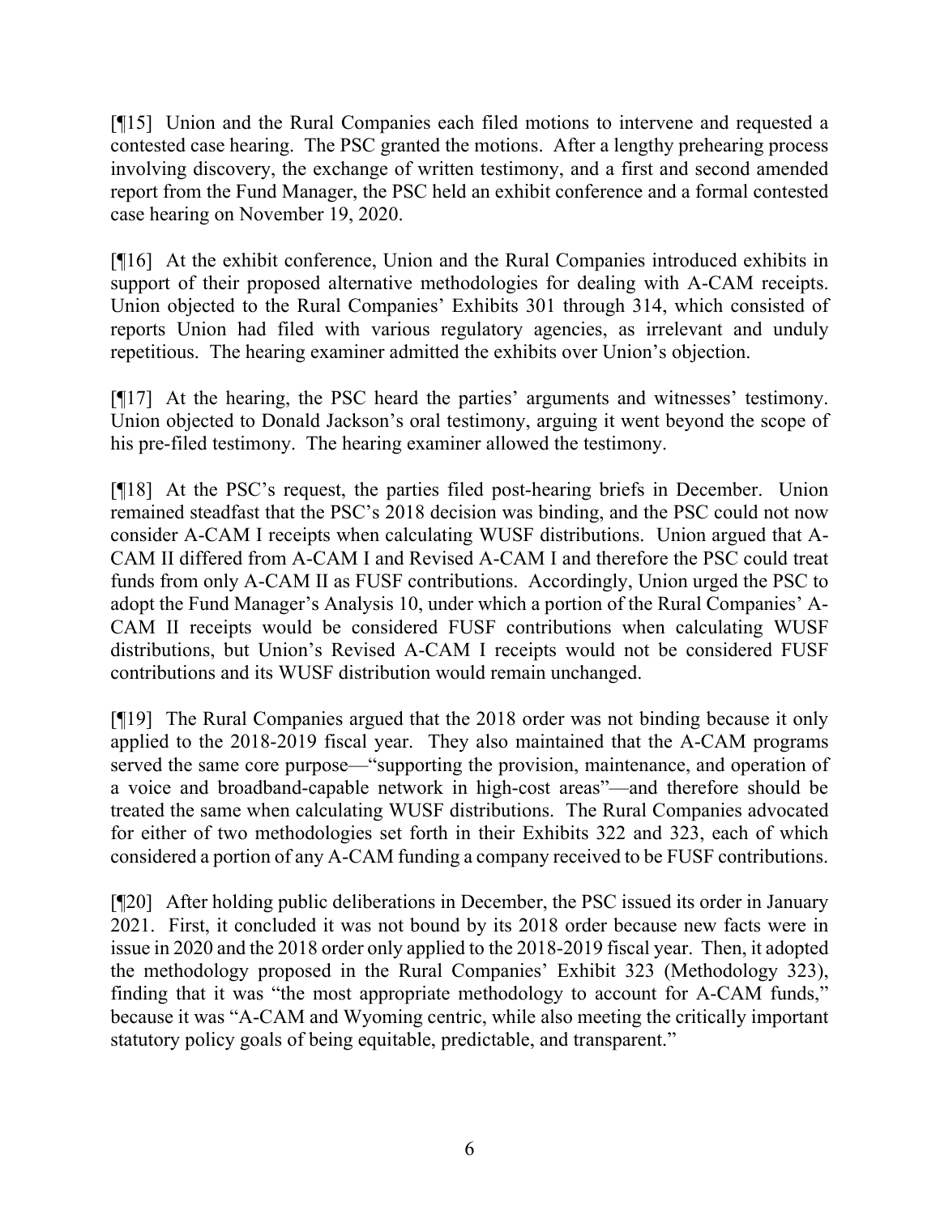[¶15] Union and the Rural Companies each filed motions to intervene and requested a contested case hearing. The PSC granted the motions. After a lengthy prehearing process involving discovery, the exchange of written testimony, and a first and second amended report from the Fund Manager, the PSC held an exhibit conference and a formal contested case hearing on November 19, 2020.

[¶16] At the exhibit conference, Union and the Rural Companies introduced exhibits in support of their proposed alternative methodologies for dealing with A-CAM receipts. Union objected to the Rural Companies' Exhibits 301 through 314, which consisted of reports Union had filed with various regulatory agencies, as irrelevant and unduly repetitious. The hearing examiner admitted the exhibits over Union's objection.

[¶17] At the hearing, the PSC heard the parties' arguments and witnesses' testimony. Union objected to Donald Jackson's oral testimony, arguing it went beyond the scope of his pre-filed testimony. The hearing examiner allowed the testimony.

[¶18] At the PSC's request, the parties filed post-hearing briefs in December. Union remained steadfast that the PSC's 2018 decision was binding, and the PSC could not now consider A-CAM I receipts when calculating WUSF distributions. Union argued that A-CAM II differed from A-CAM I and Revised A-CAM I and therefore the PSC could treat funds from only A-CAM II as FUSF contributions. Accordingly, Union urged the PSC to adopt the Fund Manager's Analysis 10, under which a portion of the Rural Companies' A-CAM II receipts would be considered FUSF contributions when calculating WUSF distributions, but Union's Revised A-CAM I receipts would not be considered FUSF contributions and its WUSF distribution would remain unchanged.

[¶19] The Rural Companies argued that the 2018 order was not binding because it only applied to the 2018-2019 fiscal year. They also maintained that the A-CAM programs served the same core purpose—"supporting the provision, maintenance, and operation of a voice and broadband-capable network in high-cost areas"—and therefore should be treated the same when calculating WUSF distributions. The Rural Companies advocated for either of two methodologies set forth in their Exhibits 322 and 323, each of which considered a portion of any A-CAM funding a company received to be FUSF contributions.

[¶20] After holding public deliberations in December, the PSC issued its order in January 2021. First, it concluded it was not bound by its 2018 order because new facts were in issue in 2020 and the 2018 order only applied to the 2018-2019 fiscal year. Then, it adopted the methodology proposed in the Rural Companies' Exhibit 323 (Methodology 323), finding that it was "the most appropriate methodology to account for A-CAM funds," because it was "A-CAM and Wyoming centric, while also meeting the critically important statutory policy goals of being equitable, predictable, and transparent."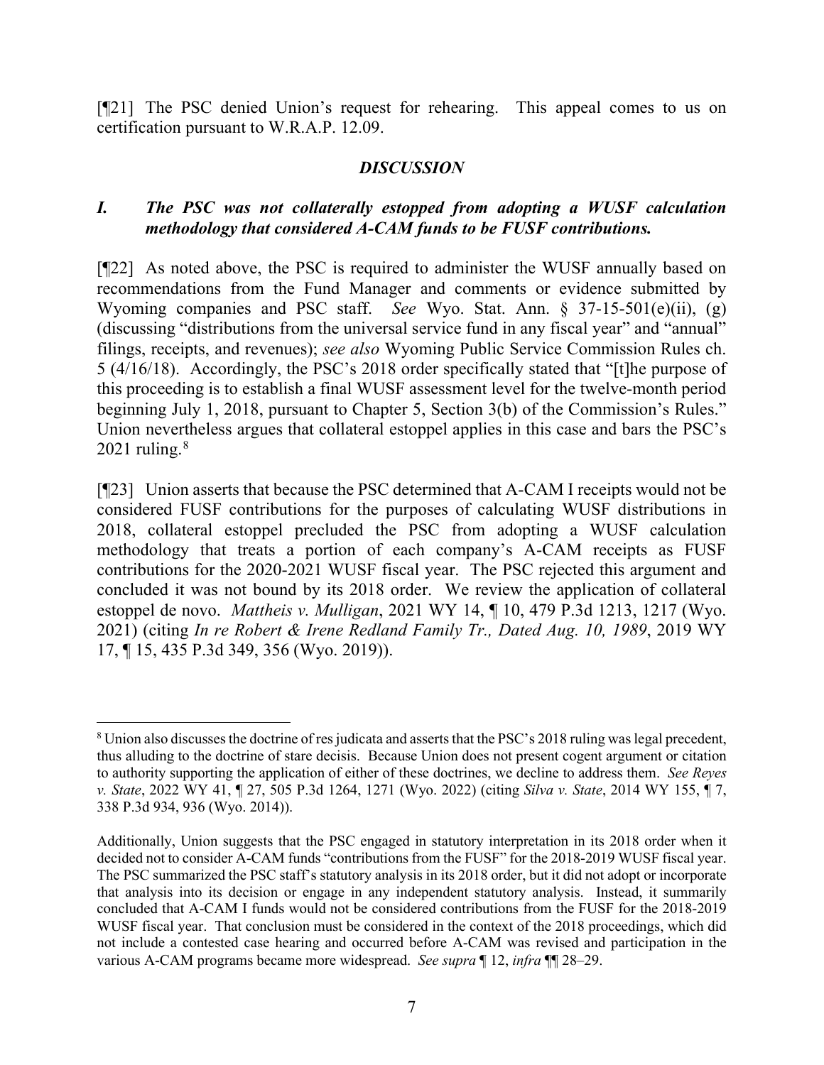[¶21] The PSC denied Union's request for rehearing. This appeal comes to us on certification pursuant to W.R.A.P. 12.09.

## *DISCUSSION*

### *I. The PSC was not collaterally estopped from adopting a WUSF calculation methodology that considered A-CAM funds to be FUSF contributions.*

[¶22] As noted above, the PSC is required to administer the WUSF annually based on recommendations from the Fund Manager and comments or evidence submitted by Wyoming companies and PSC staff. *See* Wyo. Stat. Ann. § 37-15-501(e)(ii), (g) (discussing "distributions from the universal service fund in any fiscal year" and "annual" filings, receipts, and revenues); *see also* Wyoming Public Service Commission Rules ch. 5 (4/16/18). Accordingly, the PSC's 2018 order specifically stated that "[t]he purpose of this proceeding is to establish a final WUSF assessment level for the twelve-month period beginning July 1, 2018, pursuant to Chapter 5, Section 3(b) of the Commission's Rules." Union nevertheless argues that collateral estoppel applies in this case and bars the PSC's 2021 ruling.[8]

[¶23] Union asserts that because the PSC determined that A-CAM I receipts would not be considered FUSF contributions for the purposes of calculating WUSF distributions in 2018, collateral estoppel precluded the PSC from adopting a WUSF calculation methodology that treats a portion of each company's A-CAM receipts as FUSF contributions for the 2020-2021 WUSF fiscal year. The PSC rejected this argument and concluded it was not bound by its 2018 order. We review the application of collateral estoppel de novo. *Mattheis v. Mulligan*, 2021 WY 14, ¶ 10, 479 P.3d 1213, 1217 (Wyo. 2021) (citing *In re Robert & Irene Redland Family Tr., Dated Aug. 10, 1989*, 2019 WY 17, ¶ 15, 435 P.3d 349, 356 (Wyo. 2019)).

---

[8] Union also discusses the doctrine of res judicata and asserts that the PSC's 2018 ruling was legal precedent, thus alluding to the doctrine of stare decisis. Because Union does not present cogent argument or citation to authority supporting the application of either of these doctrines, we decline to address them. *See Reyes v. State*, 2022 WY 41, ¶ 27, 505 P.3d 1264, 1271 (Wyo. 2022) (citing *Silva v. State*, 2014 WY 155, ¶ 7, 338 P.3d 934, 936 (Wyo. 2014)).

Additionally, Union suggests that the PSC engaged in statutory interpretation in its 2018 order when it decided not to consider A-CAM funds "contributions from the FUSF" for the 2018-2019 WUSF fiscal year. The PSC summarized the PSC staff's statutory analysis in its 2018 order, but it did not adopt or incorporate that analysis into its decision or engage in any independent statutory analysis. Instead, it summarily concluded that A-CAM I funds would not be considered contributions from the FUSF for the 2018-2019 WUSF fiscal year. That conclusion must be considered in the context of the 2018 proceedings, which did not include a contested case hearing and occurred before A-CAM was revised and participation in the various A-CAM programs became more widespread. *See supra* ¶ 12, *infra* ¶¶ 28–29.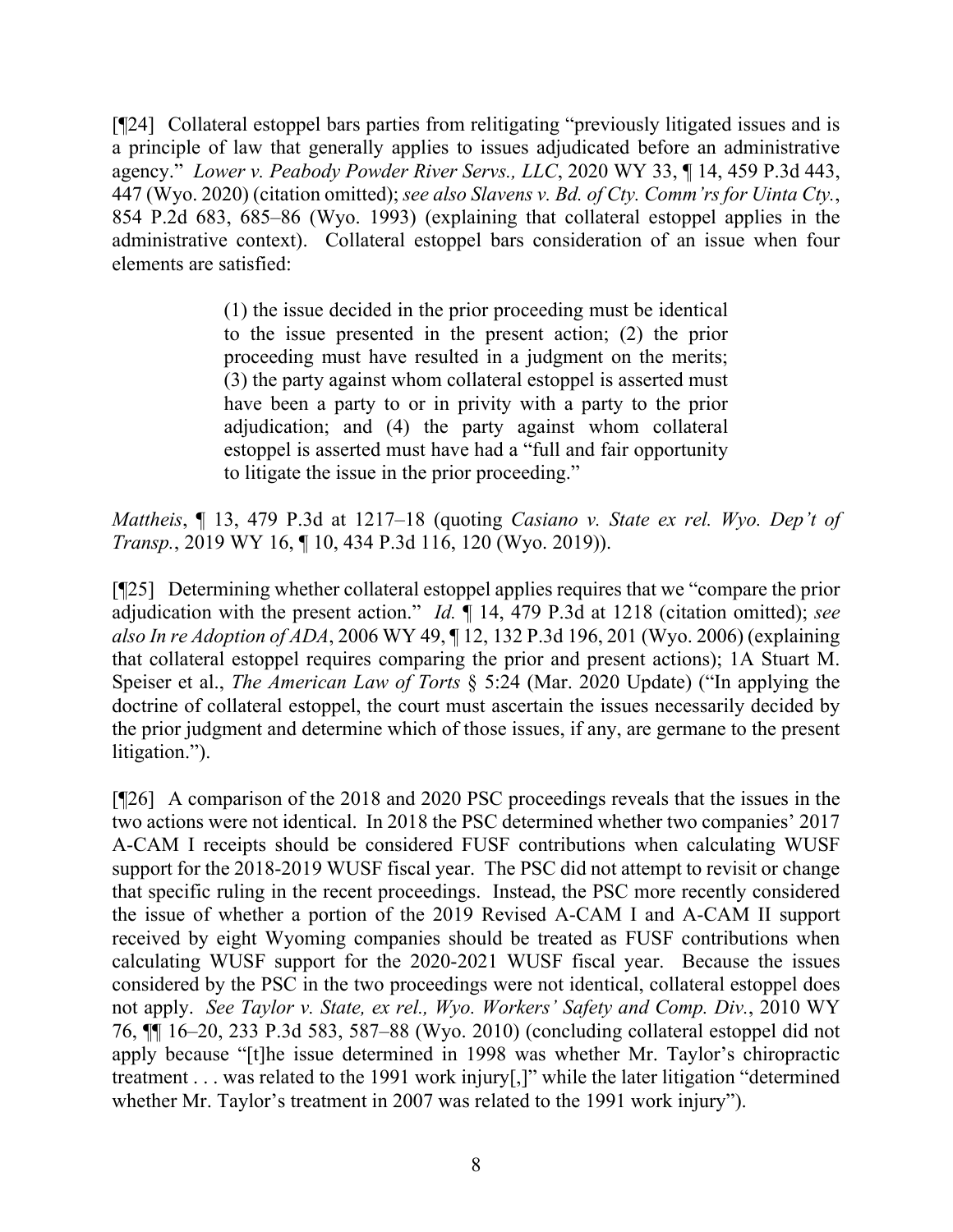[¶24] Collateral estoppel bars parties from relitigating "previously litigated issues and is a principle of law that generally applies to issues adjudicated before an administrative agency." *Lower v. Peabody Powder River Servs., LLC*, 2020 WY 33, ¶ 14, 459 P.3d 443, 447 (Wyo. 2020) (citation omitted); *see also Slavens v. Bd. of Cty. Comm'rs for Uinta Cty.*, 854 P.2d 683, 685–86 (Wyo. 1993) (explaining that collateral estoppel applies in the administrative context). Collateral estoppel bars consideration of an issue when four elements are satisfied:

> (1) the issue decided in the prior proceeding must be identical to the issue presented in the present action; (2) the prior proceeding must have resulted in a judgment on the merits; (3) the party against whom collateral estoppel is asserted must have been a party to or in privity with a party to the prior adjudication; and (4) the party against whom collateral estoppel is asserted must have had a "full and fair opportunity to litigate the issue in the prior proceeding."

*Mattheis*, ¶ 13, 479 P.3d at 1217–18 (quoting *Casiano v. State ex rel. Wyo. Dep't of Transp.*, 2019 WY 16, ¶ 10, 434 P.3d 116, 120 (Wyo. 2019)).

[¶25] Determining whether collateral estoppel applies requires that we "compare the prior adjudication with the present action." *Id.* ¶ 14, 479 P.3d at 1218 (citation omitted); *see also In re Adoption of ADA*, 2006 WY 49, ¶ 12, 132 P.3d 196, 201 (Wyo. 2006) (explaining that collateral estoppel requires comparing the prior and present actions); 1A Stuart M. Speiser et al., *The American Law of Torts* § 5:24 (Mar. 2020 Update) ("In applying the doctrine of collateral estoppel, the court must ascertain the issues necessarily decided by the prior judgment and determine which of those issues, if any, are germane to the present litigation.").

[¶26] A comparison of the 2018 and 2020 PSC proceedings reveals that the issues in the two actions were not identical. In 2018 the PSC determined whether two companies' 2017 A-CAM I receipts should be considered FUSF contributions when calculating WUSF support for the 2018-2019 WUSF fiscal year. The PSC did not attempt to revisit or change that specific ruling in the recent proceedings. Instead, the PSC more recently considered the issue of whether a portion of the 2019 Revised A-CAM I and A-CAM II support received by eight Wyoming companies should be treated as FUSF contributions when calculating WUSF support for the 2020-2021 WUSF fiscal year. Because the issues considered by the PSC in the two proceedings were not identical, collateral estoppel does not apply. *See Taylor v. State, ex rel., Wyo. Workers' Safety and Comp. Div.*, 2010 WY 76, ¶¶ 16–20, 233 P.3d 583, 587–88 (Wyo. 2010) (concluding collateral estoppel did not apply because "[t]he issue determined in 1998 was whether Mr. Taylor's chiropractic treatment . . . was related to the 1991 work injury[,]" while the later litigation "determined whether Mr. Taylor's treatment in 2007 was related to the 1991 work injury").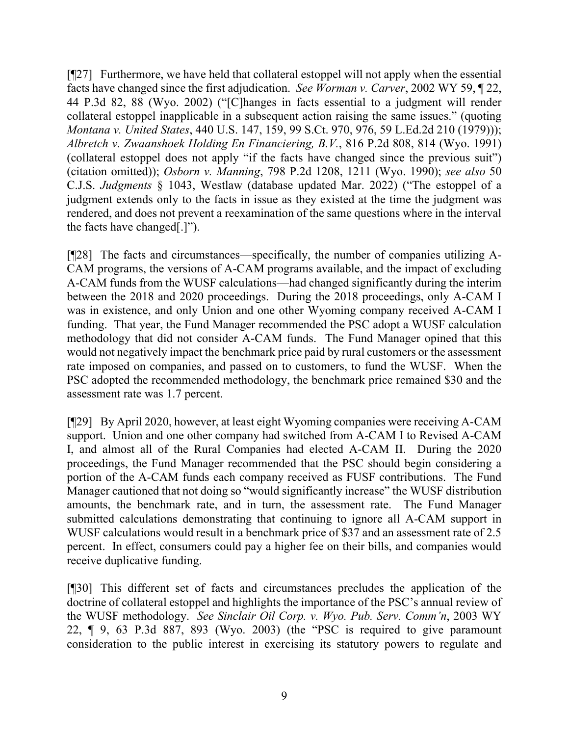[¶27] Furthermore, we have held that collateral estoppel will not apply when the essential facts have changed since the first adjudication. *See Worman v. Carver*, 2002 WY 59, ¶ 22, 44 P.3d 82, 88 (Wyo. 2002) ("[C]hanges in facts essential to a judgment will render collateral estoppel inapplicable in a subsequent action raising the same issues." (quoting *Montana v. United States*, 440 U.S. 147, 159, 99 S.Ct. 970, 976, 59 L.Ed.2d 210 (1979))); *Albretch v. Zwaanshoek Holding En Financiering, B.V.*, 816 P.2d 808, 814 (Wyo. 1991) (collateral estoppel does not apply "if the facts have changed since the previous suit") (citation omitted)); *Osborn v. Manning*, 798 P.2d 1208, 1211 (Wyo. 1990); *see also* 50 C.J.S. *Judgments* § 1043, Westlaw (database updated Mar. 2022) ("The estoppel of a judgment extends only to the facts in issue as they existed at the time the judgment was rendered, and does not prevent a reexamination of the same questions where in the interval the facts have changed[.]").

[¶28] The facts and circumstances—specifically, the number of companies utilizing A-CAM programs, the versions of A-CAM programs available, and the impact of excluding A-CAM funds from the WUSF calculations—had changed significantly during the interim between the 2018 and 2020 proceedings. During the 2018 proceedings, only A-CAM I was in existence, and only Union and one other Wyoming company received A-CAM I funding. That year, the Fund Manager recommended the PSC adopt a WUSF calculation methodology that did not consider A-CAM funds. The Fund Manager opined that this would not negatively impact the benchmark price paid by rural customers or the assessment rate imposed on companies, and passed on to customers, to fund the WUSF. When the PSC adopted the recommended methodology, the benchmark price remained $30 and the assessment rate was 1.7 percent.

[¶29] By April 2020, however, at least eight Wyoming companies were receiving A-CAM support. Union and one other company had switched from A-CAM I to Revised A-CAM I, and almost all of the Rural Companies had elected A-CAM II. During the 2020 proceedings, the Fund Manager recommended that the PSC should begin considering a portion of the A-CAM funds each company received as FUSF contributions. The Fund Manager cautioned that not doing so "would significantly increase" the WUSF distribution amounts, the benchmark rate, and in turn, the assessment rate. The Fund Manager submitted calculations demonstrating that continuing to ignore all A-CAM support in WUSF calculations would result in a benchmark price of $37 and an assessment rate of 2.5 percent. In effect, consumers could pay a higher fee on their bills, and companies would receive duplicative funding.

[¶30] This different set of facts and circumstances precludes the application of the doctrine of collateral estoppel and highlights the importance of the PSC's annual review of the WUSF methodology. *See Sinclair Oil Corp. v. Wyo. Pub. Serv. Comm'n*, 2003 WY 22, ¶ 9, 63 P.3d 887, 893 (Wyo. 2003) (the "PSC is required to give paramount consideration to the public interest in exercising its statutory powers to regulate and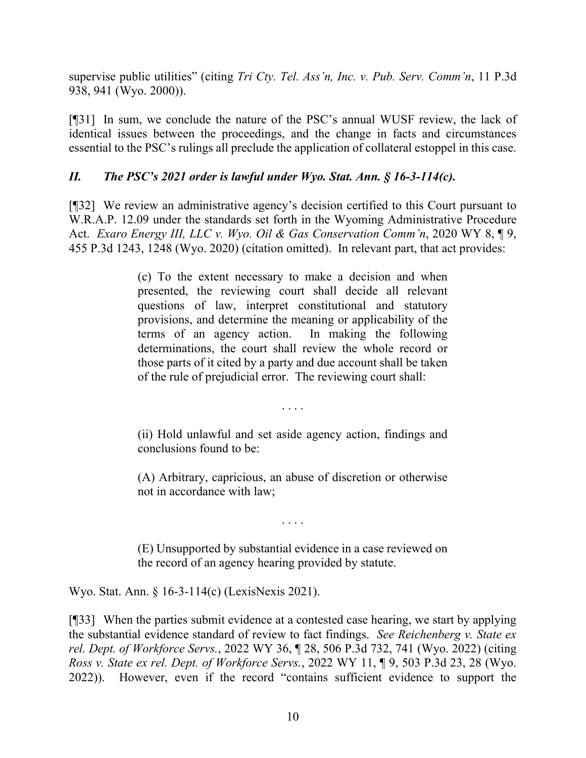supervise public utilities" (citing *Tri Cty. Tel. Ass'n, Inc. v. Pub. Serv. Comm'n*, 11 P.3d 938, 941 (Wyo. 2000)).

[¶31] In sum, we conclude the nature of the PSC's annual WUSF review, the lack of identical issues between the proceedings, and the change in facts and circumstances essential to the PSC's rulings all preclude the application of collateral estoppel in this case.

### *II. The PSC's 2021 order is lawful under Wyo. Stat. Ann. § 16-3-114(c).*

[¶32] We review an administrative agency's decision certified to this Court pursuant to W.R.A.P. 12.09 under the standards set forth in the Wyoming Administrative Procedure Act. *Exaro Energy III, LLC v. Wyo. Oil & Gas Conservation Comm'n*, 2020 WY 8, ¶ 9, 455 P.3d 1243, 1248 (Wyo. 2020) (citation omitted). In relevant part, that act provides:

> (c) To the extent necessary to make a decision and when presented, the reviewing court shall decide all relevant questions of law, interpret constitutional and statutory provisions, and determine the meaning or applicability of the terms of an agency action. In making the following determinations, the court shall review the whole record or those parts of it cited by a party and due account shall be taken of the rule of prejudicial error. The reviewing court shall:
>
> . . . .
>
> (ii) Hold unlawful and set aside agency action, findings and conclusions found to be:
>
> (A) Arbitrary, capricious, an abuse of discretion or otherwise not in accordance with law;
>
> . . . .
>
> (E) Unsupported by substantial evidence in a case reviewed on the record of an agency hearing provided by statute.

Wyo. Stat. Ann. § 16-3-114(c) (LexisNexis 2021).

[¶33] When the parties submit evidence at a contested case hearing, we start by applying the substantial evidence standard of review to fact findings. *See Reichenberg v. State ex rel. Dept. of Workforce Servs.*, 2022 WY 36, ¶ 28, 506 P.3d 732, 741 (Wyo. 2022) (citing *Ross v. State ex rel. Dept. of Workforce Servs.*, 2022 WY 11, ¶ 9, 503 P.3d 23, 28 (Wyo. 2022)). However, even if the record "contains sufficient evidence to support the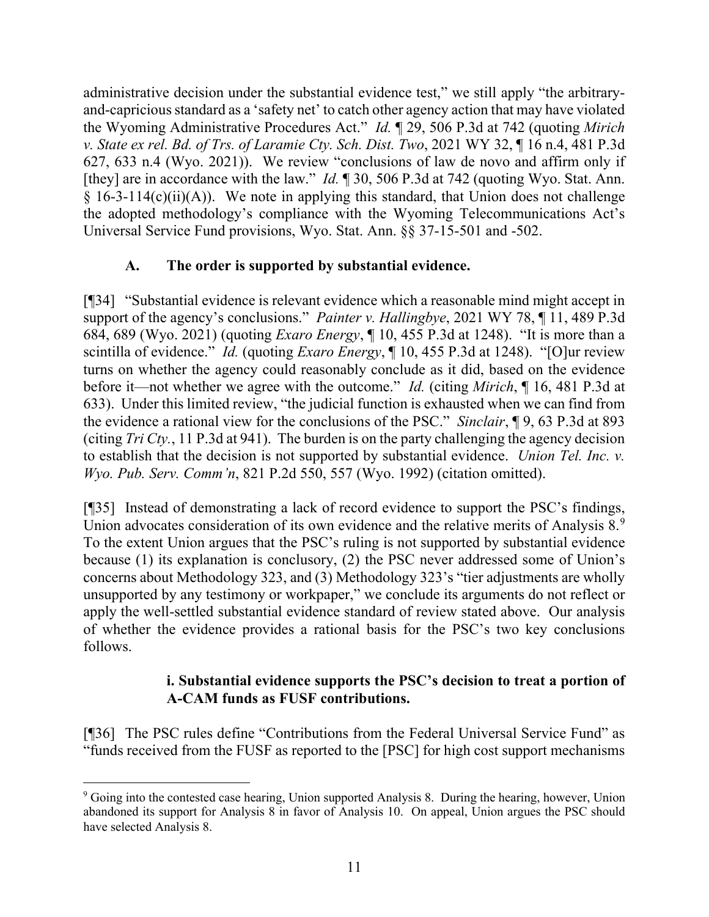administrative decision under the substantial evidence test," we still apply "the arbitrary-and-capricious standard as a 'safety net' to catch other agency action that may have violated the Wyoming Administrative Procedures Act." *Id.* ¶ 29, 506 P.3d at 742 (quoting *Mirich v. State ex rel. Bd. of Trs. of Laramie Cty. Sch. Dist. Two*, 2021 WY 32, ¶ 16 n.4, 481 P.3d 627, 633 n.4 (Wyo. 2021)). We review "conclusions of law de novo and affirm only if [they] are in accordance with the law." *Id.* ¶ 30, 506 P.3d at 742 (quoting Wyo. Stat. Ann. § 16-3-114(c)(ii)(A)). We note in applying this standard, that Union does not challenge the adopted methodology's compliance with the Wyoming Telecommunications Act's Universal Service Fund provisions, Wyo. Stat. Ann. §§ 37-15-501 and -502.

### A. The order is supported by substantial evidence.

[¶34] "Substantial evidence is relevant evidence which a reasonable mind might accept in support of the agency's conclusions." *Painter v. Hallingbye*, 2021 WY 78, ¶ 11, 489 P.3d 684, 689 (Wyo. 2021) (quoting *Exaro Energy*, ¶ 10, 455 P.3d at 1248). "It is more than a scintilla of evidence." *Id.* (quoting *Exaro Energy*, ¶ 10, 455 P.3d at 1248). "[O]ur review turns on whether the agency could reasonably conclude as it did, based on the evidence before it—not whether we agree with the outcome." *Id.* (citing *Mirich*, ¶ 16, 481 P.3d at 633). Under this limited review, "the judicial function is exhausted when we can find from the evidence a rational view for the conclusions of the PSC." *Sinclair*, ¶ 9, 63 P.3d at 893 (citing *Tri Cty.*, 11 P.3d at 941). The burden is on the party challenging the agency decision to establish that the decision is not supported by substantial evidence. *Union Tel. Inc. v. Wyo. Pub. Serv. Comm'n*, 821 P.2d 550, 557 (Wyo. 1992) (citation omitted).

[¶35] Instead of demonstrating a lack of record evidence to support the PSC's findings, Union advocates consideration of its own evidence and the relative merits of Analysis 8.[9] To the extent Union argues that the PSC's ruling is not supported by substantial evidence because (1) its explanation is conclusory, (2) the PSC never addressed some of Union's concerns about Methodology 323, and (3) Methodology 323's "tier adjustments are wholly unsupported by any testimony or workpaper," we conclude its arguments do not reflect or apply the well-settled substantial evidence standard of review stated above. Our analysis of whether the evidence provides a rational basis for the PSC's two key conclusions follows.

#### i. Substantial evidence supports the PSC's decision to treat a portion of A-CAM funds as FUSF contributions.

[¶36] The PSC rules define "Contributions from the Federal Universal Service Fund" as "funds received from the FUSF as reported to the [PSC] for high cost support mechanisms

---

[9] Going into the contested case hearing, Union supported Analysis 8. During the hearing, however, Union abandoned its support for Analysis 8 in favor of Analysis 10. On appeal, Union argues the PSC should have selected Analysis 8.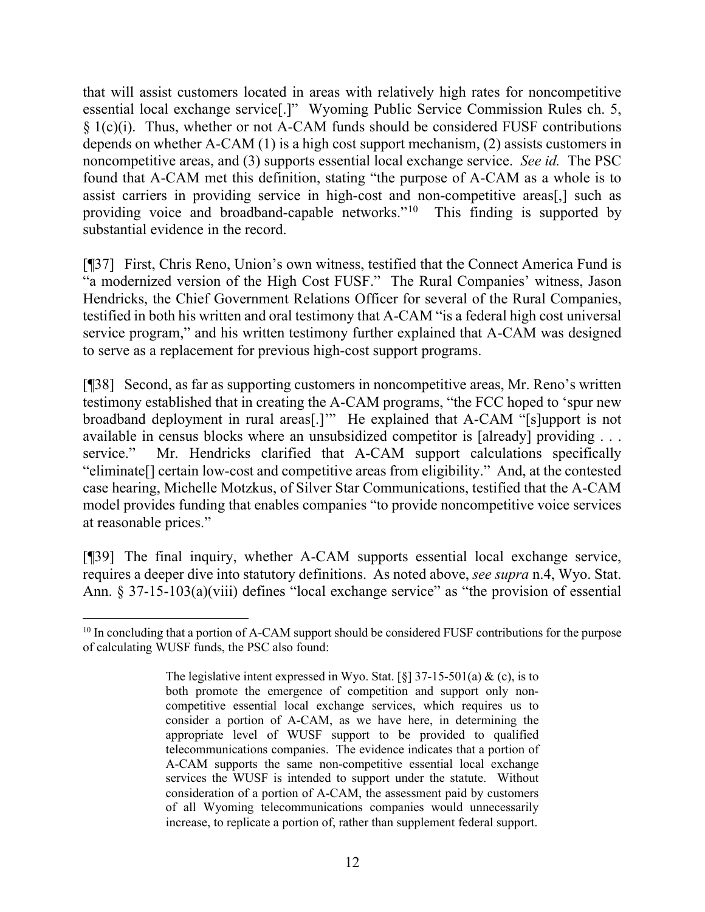that will assist customers located in areas with relatively high rates for noncompetitive essential local exchange service[.]" Wyoming Public Service Commission Rules ch. 5, § 1(c)(i). Thus, whether or not A-CAM funds should be considered FUSF contributions depends on whether A-CAM (1) is a high cost support mechanism, (2) assists customers in noncompetitive areas, and (3) supports essential local exchange service. *See id.* The PSC found that A-CAM met this definition, stating "the purpose of A-CAM as a whole is to assist carriers in providing service in high-cost and non-competitive areas[,] such as providing voice and broadband-capable networks."[10] This finding is supported by substantial evidence in the record.

[¶37] First, Chris Reno, Union's own witness, testified that the Connect America Fund is "a modernized version of the High Cost FUSF." The Rural Companies' witness, Jason Hendricks, the Chief Government Relations Officer for several of the Rural Companies, testified in both his written and oral testimony that A-CAM "is a federal high cost universal service program," and his written testimony further explained that A-CAM was designed to serve as a replacement for previous high-cost support programs.

[¶38] Second, as far as supporting customers in noncompetitive areas, Mr. Reno's written testimony established that in creating the A-CAM programs, "the FCC hoped to 'spur new broadband deployment in rural areas[.]'" He explained that A-CAM "[s]upport is not available in census blocks where an unsubsidized competitor is [already] providing . . . service." Mr. Hendricks clarified that A-CAM support calculations specifically "eliminate[] certain low-cost and competitive areas from eligibility." And, at the contested case hearing, Michelle Motzkus, of Silver Star Communications, testified that the A-CAM model provides funding that enables companies "to provide noncompetitive voice services at reasonable prices."

[¶39] The final inquiry, whether A-CAM supports essential local exchange service, requires a deeper dive into statutory definitions. As noted above, *see supra* n.4, Wyo. Stat. Ann. § 37-15-103(a)(viii) defines "local exchange service" as "the provision of essential

---

[10] In concluding that a portion of A-CAM support should be considered FUSF contributions for the purpose of calculating WUSF funds, the PSC also found:

> The legislative intent expressed in Wyo. Stat. [§] 37-15-501(a) & (c), is to both promote the emergence of competition and support only non-competitive essential local exchange services, which requires us to consider a portion of A-CAM, as we have here, in determining the appropriate level of WUSF support to be provided to qualified telecommunications companies. The evidence indicates that a portion of A-CAM supports the same non-competitive essential local exchange services the WUSF is intended to support under the statute. Without consideration of a portion of A-CAM, the assessment paid by customers of all Wyoming telecommunications companies would unnecessarily increase, to replicate a portion of, rather than supplement federal support.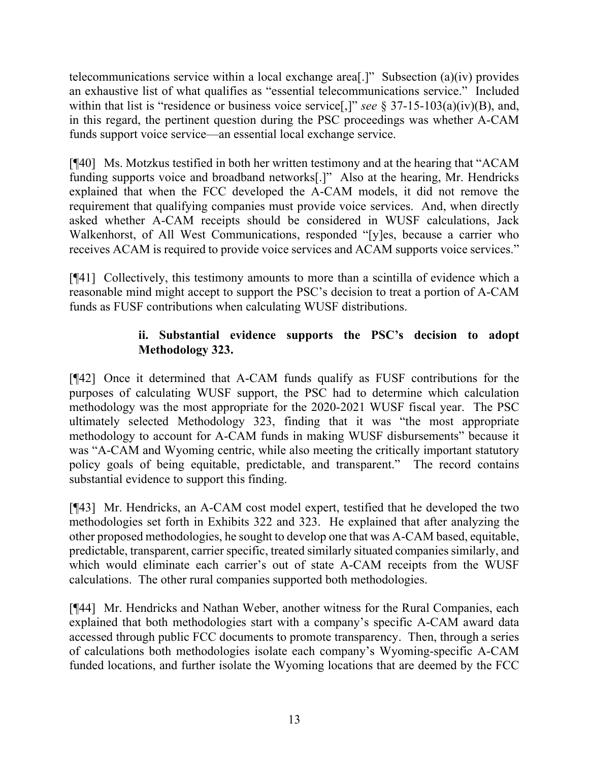telecommunications service within a local exchange area[.]" Subsection (a)(iv) provides an exhaustive list of what qualifies as "essential telecommunications service." Included within that list is "residence or business voice service[,]" *see* § 37-15-103(a)(iv)(B), and, in this regard, the pertinent question during the PSC proceedings was whether A-CAM funds support voice service—an essential local exchange service.

[¶40] Ms. Motzkus testified in both her written testimony and at the hearing that "ACAM funding supports voice and broadband networks[.]" Also at the hearing, Mr. Hendricks explained that when the FCC developed the A-CAM models, it did not remove the requirement that qualifying companies must provide voice services. And, when directly asked whether A-CAM receipts should be considered in WUSF calculations, Jack Walkenhorst, of All West Communications, responded "[y]es, because a carrier who receives ACAM is required to provide voice services and ACAM supports voice services."

[¶41] Collectively, this testimony amounts to more than a scintilla of evidence which a reasonable mind might accept to support the PSC's decision to treat a portion of A-CAM funds as FUSF contributions when calculating WUSF distributions.

#### ii. Substantial evidence supports the PSC's decision to adopt Methodology 323.

[¶42] Once it determined that A-CAM funds qualify as FUSF contributions for the purposes of calculating WUSF support, the PSC had to determine which calculation methodology was the most appropriate for the 2020-2021 WUSF fiscal year. The PSC ultimately selected Methodology 323, finding that it was "the most appropriate methodology to account for A-CAM funds in making WUSF disbursements" because it was "A-CAM and Wyoming centric, while also meeting the critically important statutory policy goals of being equitable, predictable, and transparent." The record contains substantial evidence to support this finding.

[¶43] Mr. Hendricks, an A-CAM cost model expert, testified that he developed the two methodologies set forth in Exhibits 322 and 323. He explained that after analyzing the other proposed methodologies, he sought to develop one that was A-CAM based, equitable, predictable, transparent, carrier specific, treated similarly situated companies similarly, and which would eliminate each carrier's out of state A-CAM receipts from the WUSF calculations. The other rural companies supported both methodologies.

[¶44] Mr. Hendricks and Nathan Weber, another witness for the Rural Companies, each explained that both methodologies start with a company's specific A-CAM award data accessed through public FCC documents to promote transparency. Then, through a series of calculations both methodologies isolate each company's Wyoming-specific A-CAM funded locations, and further isolate the Wyoming locations that are deemed by the FCC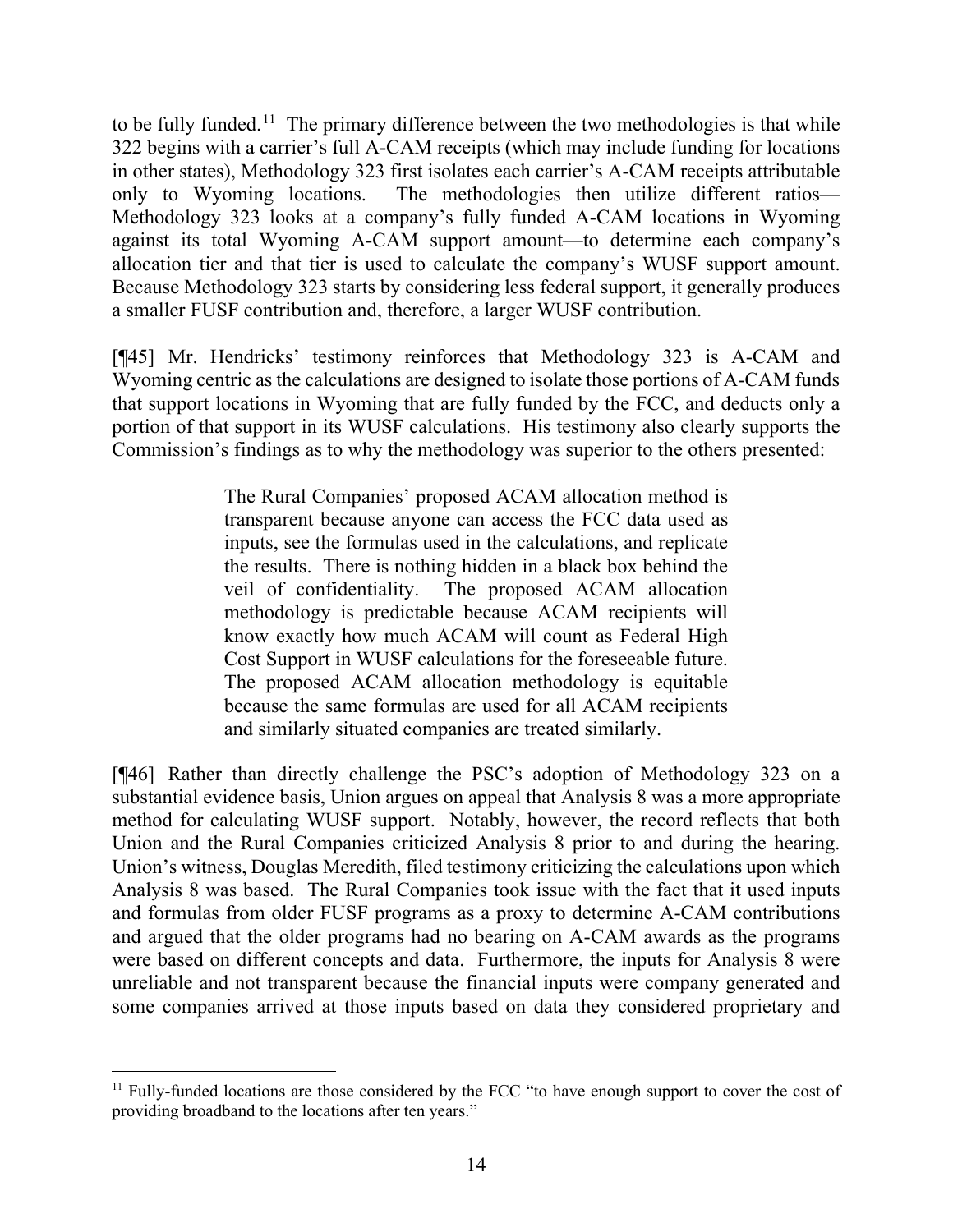to be fully funded.[11] The primary difference between the two methodologies is that while 322 begins with a carrier's full A-CAM receipts (which may include funding for locations in other states), Methodology 323 first isolates each carrier's A-CAM receipts attributable only to Wyoming locations. The methodologies then utilize different ratios—Methodology 323 looks at a company's fully funded A-CAM locations in Wyoming against its total Wyoming A-CAM support amount—to determine each company's allocation tier and that tier is used to calculate the company's WUSF support amount. Because Methodology 323 starts by considering less federal support, it generally produces a smaller FUSF contribution and, therefore, a larger WUSF contribution.

[¶45] Mr. Hendricks' testimony reinforces that Methodology 323 is A-CAM and Wyoming centric as the calculations are designed to isolate those portions of A-CAM funds that support locations in Wyoming that are fully funded by the FCC, and deducts only a portion of that support in its WUSF calculations. His testimony also clearly supports the Commission's findings as to why the methodology was superior to the others presented:

> The Rural Companies' proposed ACAM allocation method is transparent because anyone can access the FCC data used as inputs, see the formulas used in the calculations, and replicate the results. There is nothing hidden in a black box behind the veil of confidentiality. The proposed ACAM allocation methodology is predictable because ACAM recipients will know exactly how much ACAM will count as Federal High Cost Support in WUSF calculations for the foreseeable future. The proposed ACAM allocation methodology is equitable because the same formulas are used for all ACAM recipients and similarly situated companies are treated similarly.

[¶46] Rather than directly challenge the PSC's adoption of Methodology 323 on a substantial evidence basis, Union argues on appeal that Analysis 8 was a more appropriate method for calculating WUSF support. Notably, however, the record reflects that both Union and the Rural Companies criticized Analysis 8 prior to and during the hearing. Union's witness, Douglas Meredith, filed testimony criticizing the calculations upon which Analysis 8 was based. The Rural Companies took issue with the fact that it used inputs and formulas from older FUSF programs as a proxy to determine A-CAM contributions and argued that the older programs had no bearing on A-CAM awards as the programs were based on different concepts and data. Furthermore, the inputs for Analysis 8 were unreliable and not transparent because the financial inputs were company generated and some companies arrived at those inputs based on data they considered proprietary and

---

[11] Fully-funded locations are those considered by the FCC "to have enough support to cover the cost of providing broadband to the locations after ten years."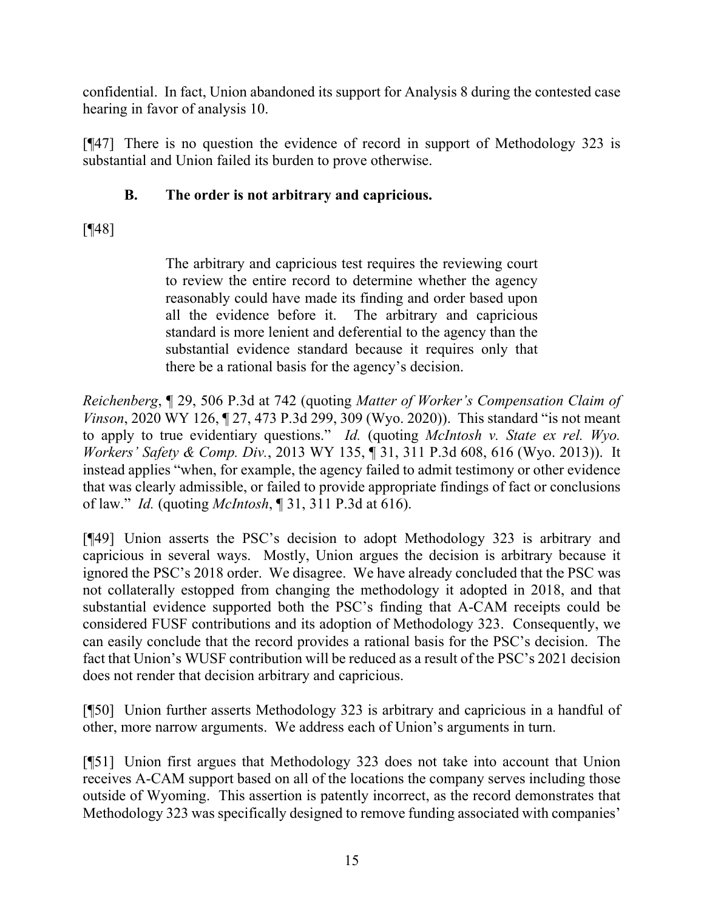confidential. In fact, Union abandoned its support for Analysis 8 during the contested case hearing in favor of analysis 10.

[¶47] There is no question the evidence of record in support of Methodology 323 is substantial and Union failed its burden to prove otherwise.

### B. The order is not arbitrary and capricious.

[¶48]

> The arbitrary and capricious test requires the reviewing court to review the entire record to determine whether the agency reasonably could have made its finding and order based upon all the evidence before it. The arbitrary and capricious standard is more lenient and deferential to the agency than the substantial evidence standard because it requires only that there be a rational basis for the agency's decision.

*Reichenberg*, ¶ 29, 506 P.3d at 742 (quoting *Matter of Worker's Compensation Claim of Vinson*, 2020 WY 126, ¶ 27, 473 P.3d 299, 309 (Wyo. 2020)). This standard "is not meant to apply to true evidentiary questions." *Id.* (quoting *McIntosh v. State ex rel. Wyo. Workers' Safety & Comp. Div.*, 2013 WY 135, ¶ 31, 311 P.3d 608, 616 (Wyo. 2013)). It instead applies "when, for example, the agency failed to admit testimony or other evidence that was clearly admissible, or failed to provide appropriate findings of fact or conclusions of law." *Id.* (quoting *McIntosh*, ¶ 31, 311 P.3d at 616).

[¶49] Union asserts the PSC's decision to adopt Methodology 323 is arbitrary and capricious in several ways. Mostly, Union argues the decision is arbitrary because it ignored the PSC's 2018 order. We disagree. We have already concluded that the PSC was not collaterally estopped from changing the methodology it adopted in 2018, and that substantial evidence supported both the PSC's finding that A-CAM receipts could be considered FUSF contributions and its adoption of Methodology 323. Consequently, we can easily conclude that the record provides a rational basis for the PSC's decision. The fact that Union's WUSF contribution will be reduced as a result of the PSC's 2021 decision does not render that decision arbitrary and capricious.

[¶50] Union further asserts Methodology 323 is arbitrary and capricious in a handful of other, more narrow arguments. We address each of Union's arguments in turn.

[¶51] Union first argues that Methodology 323 does not take into account that Union receives A-CAM support based on all of the locations the company serves including those outside of Wyoming. This assertion is patently incorrect, as the record demonstrates that Methodology 323 was specifically designed to remove funding associated with companies'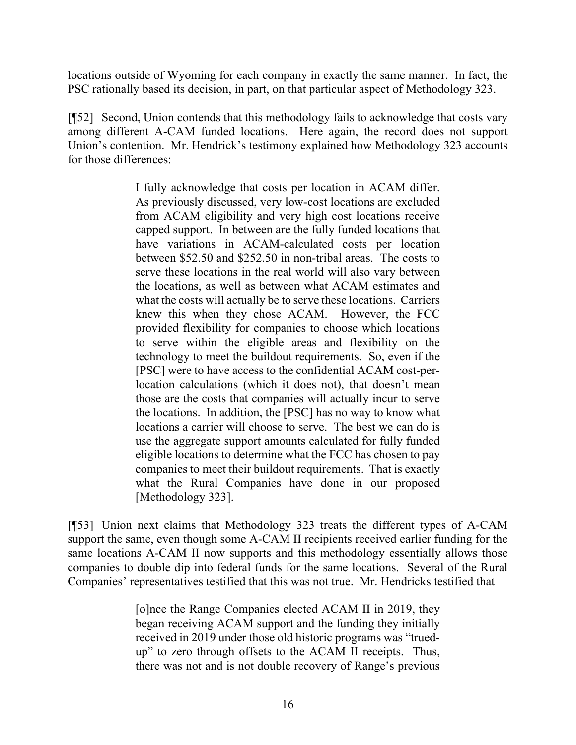locations outside of Wyoming for each company in exactly the same manner. In fact, the PSC rationally based its decision, in part, on that particular aspect of Methodology 323.

[¶52] Second, Union contends that this methodology fails to acknowledge that costs vary among different A-CAM funded locations. Here again, the record does not support Union's contention. Mr. Hendrick's testimony explained how Methodology 323 accounts for those differences:

> I fully acknowledge that costs per location in ACAM differ. As previously discussed, very low-cost locations are excluded from ACAM eligibility and very high cost locations receive capped support. In between are the fully funded locations that have variations in ACAM-calculated costs per location between $52.50 and $252.50 in non-tribal areas. The costs to serve these locations in the real world will also vary between the locations, as well as between what ACAM estimates and what the costs will actually be to serve these locations. Carriers knew this when they chose ACAM. However, the FCC provided flexibility for companies to choose which locations to serve within the eligible areas and flexibility on the technology to meet the buildout requirements. So, even if the [PSC] were to have access to the confidential ACAM cost-per-location calculations (which it does not), that doesn't mean those are the costs that companies will actually incur to serve the locations. In addition, the [PSC] has no way to know what locations a carrier will choose to serve. The best we can do is use the aggregate support amounts calculated for fully funded eligible locations to determine what the FCC has chosen to pay companies to meet their buildout requirements. That is exactly what the Rural Companies have done in our proposed [Methodology 323].

[¶53] Union next claims that Methodology 323 treats the different types of A-CAM support the same, even though some A-CAM II recipients received earlier funding for the same locations A-CAM II now supports and this methodology essentially allows those companies to double dip into federal funds for the same locations. Several of the Rural Companies' representatives testified that this was not true. Mr. Hendricks testified that

> [o]nce the Range Companies elected ACAM II in 2019, they began receiving ACAM support and the funding they initially received in 2019 under those old historic programs was "trued-up" to zero through offsets to the ACAM II receipts. Thus, there was not and is not double recovery of Range's previous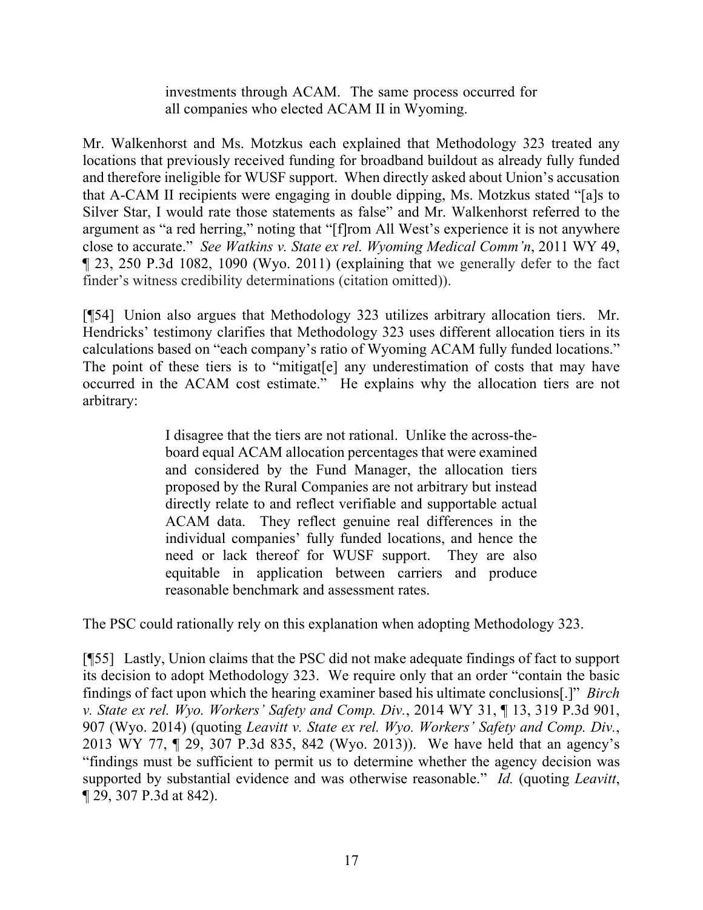> investments through ACAM. The same process occurred for all companies who elected ACAM II in Wyoming.

Mr. Walkenhorst and Ms. Motzkus each explained that Methodology 323 treated any locations that previously received funding for broadband buildout as already fully funded and therefore ineligible for WUSF support. When directly asked about Union's accusation that A-CAM II recipients were engaging in double dipping, Ms. Motzkus stated "[a]s to Silver Star, I would rate those statements as false" and Mr. Walkenhorst referred to the argument as "a red herring," noting that "[f]rom All West's experience it is not anywhere close to accurate." *See Watkins v. State ex rel. Wyoming Medical Comm'n*, 2011 WY 49, ¶ 23, 250 P.3d 1082, 1090 (Wyo. 2011) (explaining that we generally defer to the fact finder's witness credibility determinations (citation omitted)).

[¶54] Union also argues that Methodology 323 utilizes arbitrary allocation tiers. Mr. Hendricks' testimony clarifies that Methodology 323 uses different allocation tiers in its calculations based on "each company's ratio of Wyoming ACAM fully funded locations." The point of these tiers is to "mitigat[e] any underestimation of costs that may have occurred in the ACAM cost estimate." He explains why the allocation tiers are not arbitrary:

> I disagree that the tiers are not rational. Unlike the across-the-board equal ACAM allocation percentages that were examined and considered by the Fund Manager, the allocation tiers proposed by the Rural Companies are not arbitrary but instead directly relate to and reflect verifiable and supportable actual ACAM data. They reflect genuine real differences in the individual companies' fully funded locations, and hence the need or lack thereof for WUSF support. They are also equitable in application between carriers and produce reasonable benchmark and assessment rates.

The PSC could rationally rely on this explanation when adopting Methodology 323.

[¶55] Lastly, Union claims that the PSC did not make adequate findings of fact to support its decision to adopt Methodology 323. We require only that an order "contain the basic findings of fact upon which the hearing examiner based his ultimate conclusions[.]" *Birch v. State ex rel. Wyo. Workers' Safety and Comp. Div.*, 2014 WY 31, ¶ 13, 319 P.3d 901, 907 (Wyo. 2014) (quoting *Leavitt v. State ex rel. Wyo. Workers' Safety and Comp. Div.*, 2013 WY 77, ¶ 29, 307 P.3d 835, 842 (Wyo. 2013)). We have held that an agency's "findings must be sufficient to permit us to determine whether the agency decision was supported by substantial evidence and was otherwise reasonable." *Id.* (quoting *Leavitt*, ¶ 29, 307 P.3d at 842).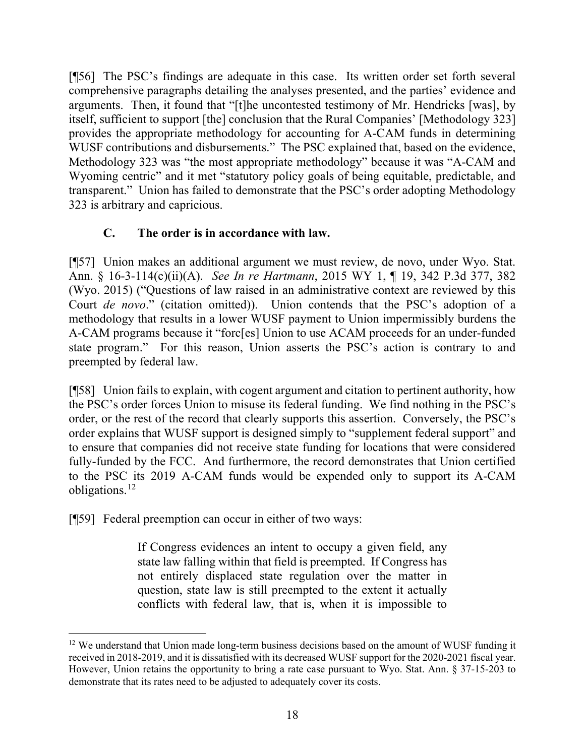[¶56] The PSC's findings are adequate in this case. Its written order set forth several comprehensive paragraphs detailing the analyses presented, and the parties' evidence and arguments. Then, it found that "[t]he uncontested testimony of Mr. Hendricks [was], by itself, sufficient to support [the] conclusion that the Rural Companies' [Methodology 323] provides the appropriate methodology for accounting for A-CAM funds in determining WUSF contributions and disbursements." The PSC explained that, based on the evidence, Methodology 323 was "the most appropriate methodology" because it was "A-CAM and Wyoming centric" and it met "statutory policy goals of being equitable, predictable, and transparent." Union has failed to demonstrate that the PSC's order adopting Methodology 323 is arbitrary and capricious.

### C. The order is in accordance with law.

[¶57] Union makes an additional argument we must review, de novo, under Wyo. Stat. Ann. § 16-3-114(c)(ii)(A). *See In re Hartmann*, 2015 WY 1, ¶ 19, 342 P.3d 377, 382 (Wyo. 2015) ("Questions of law raised in an administrative context are reviewed by this Court *de novo*." (citation omitted)). Union contends that the PSC's adoption of a methodology that results in a lower WUSF payment to Union impermissibly burdens the A-CAM programs because it "forc[es] Union to use ACAM proceeds for an under-funded state program." For this reason, Union asserts the PSC's action is contrary to and preempted by federal law.

[¶58] Union fails to explain, with cogent argument and citation to pertinent authority, how the PSC's order forces Union to misuse its federal funding. We find nothing in the PSC's order, or the rest of the record that clearly supports this assertion. Conversely, the PSC's order explains that WUSF support is designed simply to "supplement federal support" and to ensure that companies did not receive state funding for locations that were considered fully-funded by the FCC. And furthermore, the record demonstrates that Union certified to the PSC its 2019 A-CAM funds would be expended only to support its A-CAM obligations.[12]

[¶59] Federal preemption can occur in either of two ways:

> If Congress evidences an intent to occupy a given field, any state law falling within that field is preempted. If Congress has not entirely displaced state regulation over the matter in question, state law is still preempted to the extent it actually conflicts with federal law, that is, when it is impossible to

[12] We understand that Union made long-term business decisions based on the amount of WUSF funding it received in 2018-2019, and it is dissatisfied with its decreased WUSF support for the 2020-2021 fiscal year. However, Union retains the opportunity to bring a rate case pursuant to Wyo. Stat. Ann. § 37-15-203 to demonstrate that its rates need to be adjusted to adequately cover its costs.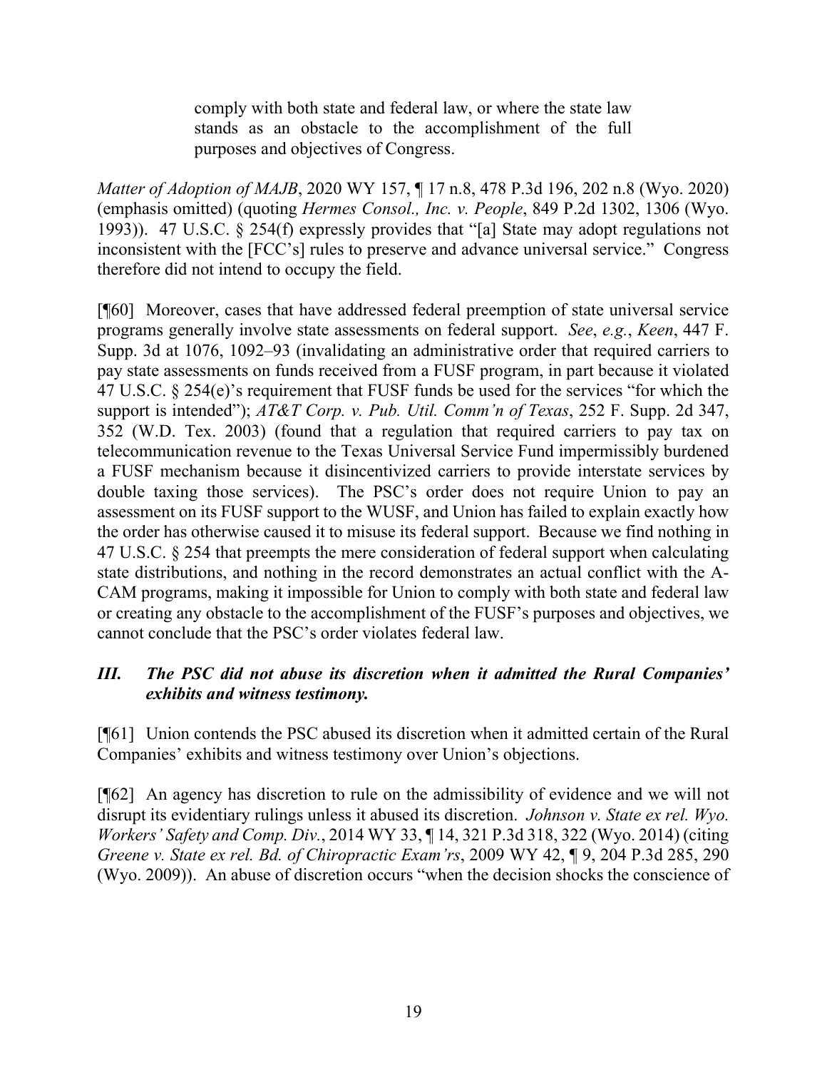> comply with both state and federal law, or where the state law stands as an obstacle to the accomplishment of the full purposes and objectives of Congress.

*Matter of Adoption of MAJB*, 2020 WY 157, ¶ 17 n.8, 478 P.3d 196, 202 n.8 (Wyo. 2020) (emphasis omitted) (quoting *Hermes Consol., Inc. v. People*, 849 P.2d 1302, 1306 (Wyo. 1993)). 47 U.S.C. § 254(f) expressly provides that "[a] State may adopt regulations not inconsistent with the [FCC's] rules to preserve and advance universal service." Congress therefore did not intend to occupy the field.

[¶60] Moreover, cases that have addressed federal preemption of state universal service programs generally involve state assessments on federal support. *See*, *e.g.*, *Keen*, 447 F. Supp. 3d at 1076, 1092–93 (invalidating an administrative order that required carriers to pay state assessments on funds received from a FUSF program, in part because it violated 47 U.S.C. § 254(e)'s requirement that FUSF funds be used for the services "for which the support is intended"); *AT&T Corp. v. Pub. Util. Comm'n of Texas*, 252 F. Supp. 2d 347, 352 (W.D. Tex. 2003) (found that a regulation that required carriers to pay tax on telecommunication revenue to the Texas Universal Service Fund impermissibly burdened a FUSF mechanism because it disincentivized carriers to provide interstate services by double taxing those services). The PSC's order does not require Union to pay an assessment on its FUSF support to the WUSF, and Union has failed to explain exactly how the order has otherwise caused it to misuse its federal support. Because we find nothing in 47 U.S.C. § 254 that preempts the mere consideration of federal support when calculating state distributions, and nothing in the record demonstrates an actual conflict with the A-CAM programs, making it impossible for Union to comply with both state and federal law or creating any obstacle to the accomplishment of the FUSF's purposes and objectives, we cannot conclude that the PSC's order violates federal law.

### *III. The PSC did not abuse its discretion when it admitted the Rural Companies' exhibits and witness testimony.*

[¶61] Union contends the PSC abused its discretion when it admitted certain of the Rural Companies' exhibits and witness testimony over Union's objections.

[¶62] An agency has discretion to rule on the admissibility of evidence and we will not disrupt its evidentiary rulings unless it abused its discretion. *Johnson v. State ex rel. Wyo. Workers' Safety and Comp. Div.*, 2014 WY 33, ¶ 14, 321 P.3d 318, 322 (Wyo. 2014) (citing *Greene v. State ex rel. Bd. of Chiropractic Exam'rs*, 2009 WY 42, ¶ 9, 204 P.3d 285, 290 (Wyo. 2009)). An abuse of discretion occurs "when the decision shocks the conscience of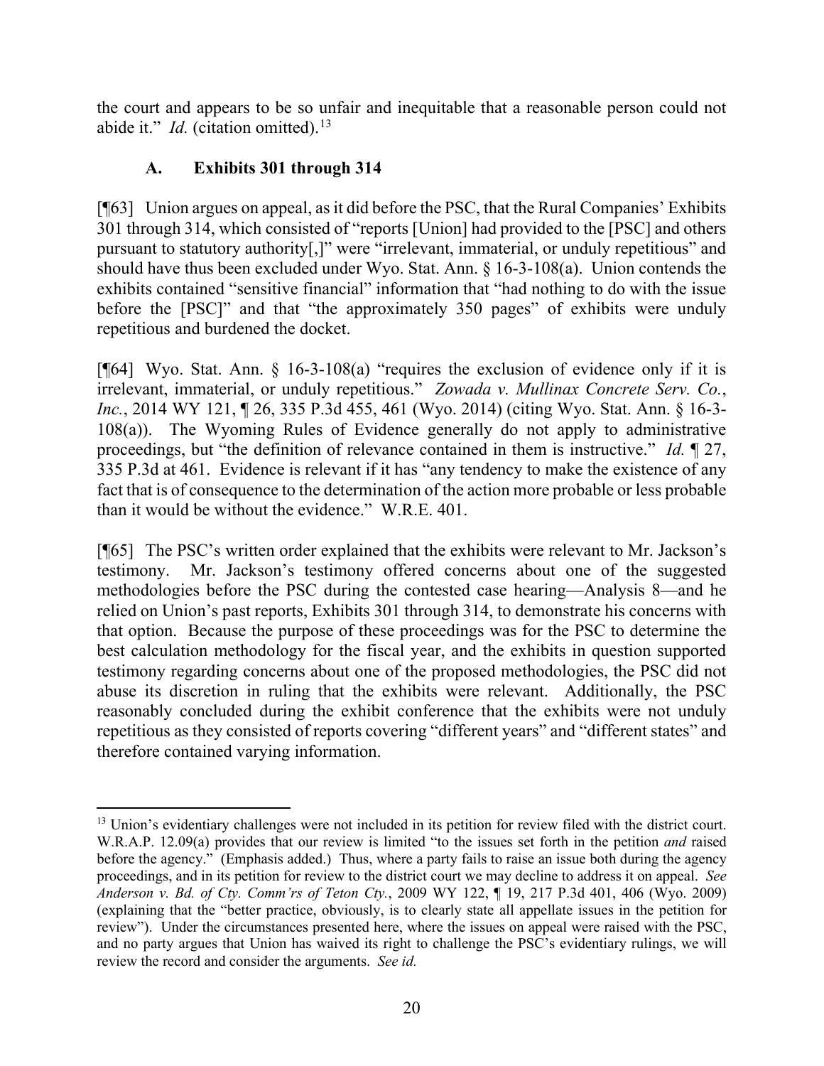the court and appears to be so unfair and inequitable that a reasonable person could not abide it." *Id.* (citation omitted).[13]

### A. Exhibits 301 through 314

[¶63] Union argues on appeal, as it did before the PSC, that the Rural Companies' Exhibits 301 through 314, which consisted of "reports [Union] had provided to the [PSC] and others pursuant to statutory authority[,]" were "irrelevant, immaterial, or unduly repetitious" and should have thus been excluded under Wyo. Stat. Ann. § 16-3-108(a). Union contends the exhibits contained "sensitive financial" information that "had nothing to do with the issue before the [PSC]" and that "the approximately 350 pages" of exhibits were unduly repetitious and burdened the docket.

[¶64] Wyo. Stat. Ann. § 16-3-108(a) "requires the exclusion of evidence only if it is irrelevant, immaterial, or unduly repetitious." *Zowada v. Mullinax Concrete Serv. Co., Inc.*, 2014 WY 121, ¶ 26, 335 P.3d 455, 461 (Wyo. 2014) (citing Wyo. Stat. Ann. § 16-3-108(a)). The Wyoming Rules of Evidence generally do not apply to administrative proceedings, but "the definition of relevance contained in them is instructive." *Id.* ¶ 27, 335 P.3d at 461. Evidence is relevant if it has "any tendency to make the existence of any fact that is of consequence to the determination of the action more probable or less probable than it would be without the evidence." W.R.E. 401.

[¶65] The PSC's written order explained that the exhibits were relevant to Mr. Jackson's testimony. Mr. Jackson's testimony offered concerns about one of the suggested methodologies before the PSC during the contested case hearing—Analysis 8—and he relied on Union's past reports, Exhibits 301 through 314, to demonstrate his concerns with that option. Because the purpose of these proceedings was for the PSC to determine the best calculation methodology for the fiscal year, and the exhibits in question supported testimony regarding concerns about one of the proposed methodologies, the PSC did not abuse its discretion in ruling that the exhibits were relevant. Additionally, the PSC reasonably concluded during the exhibit conference that the exhibits were not unduly repetitious as they consisted of reports covering "different years" and "different states" and therefore contained varying information.

---

[13] Union's evidentiary challenges were not included in its petition for review filed with the district court. W.R.A.P. 12.09(a) provides that our review is limited "to the issues set forth in the petition *and* raised before the agency." (Emphasis added.) Thus, where a party fails to raise an issue both during the agency proceedings, and in its petition for review to the district court we may decline to address it on appeal. *See Anderson v. Bd. of Cty. Comm'rs of Teton Cty.*, 2009 WY 122, ¶ 19, 217 P.3d 401, 406 (Wyo. 2009) (explaining that the "better practice, obviously, is to clearly state all appellate issues in the petition for review"). Under the circumstances presented here, where the issues on appeal were raised with the PSC, and no party argues that Union has waived its right to challenge the PSC's evidentiary rulings, we will review the record and consider the arguments. *See id.*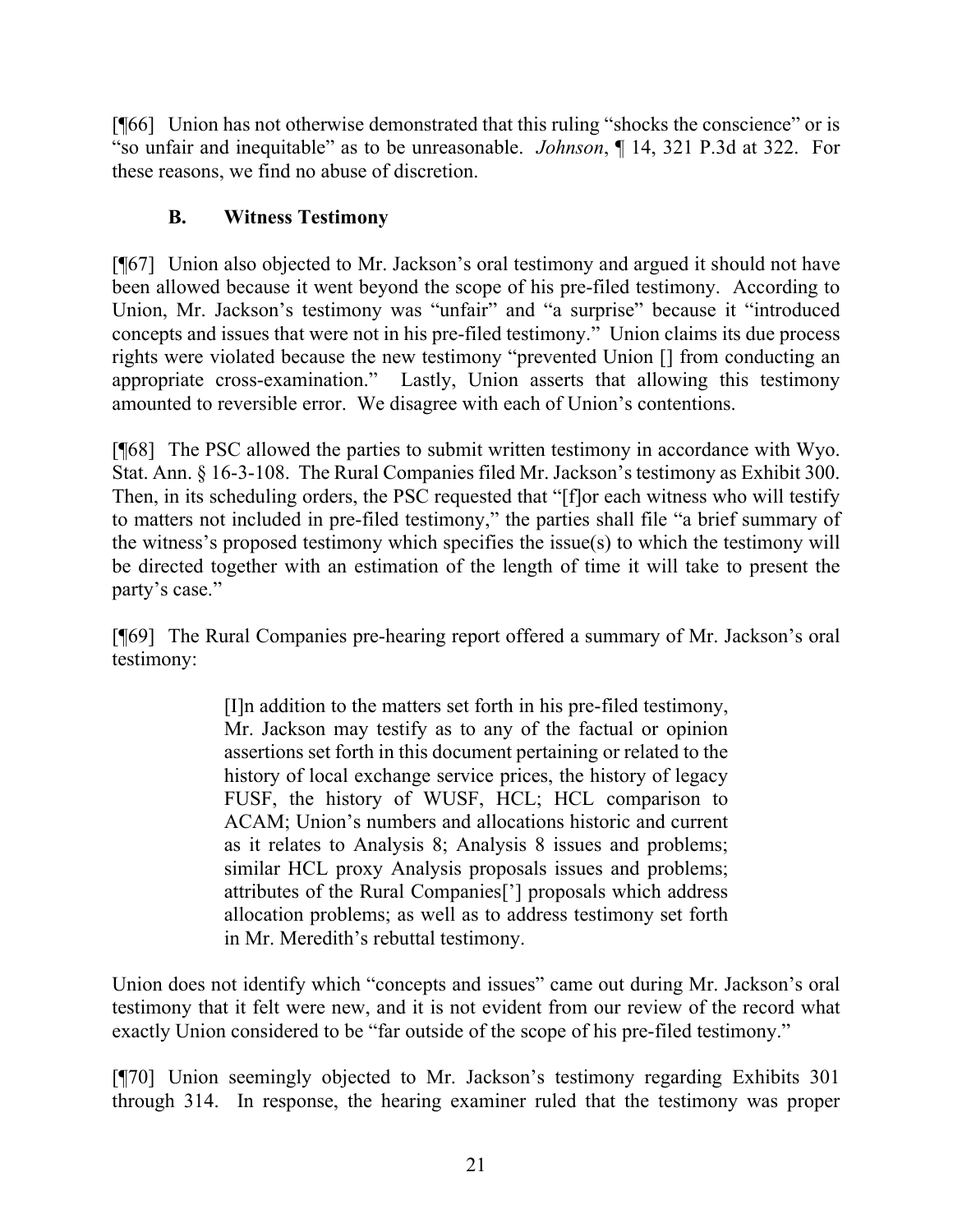[¶66] Union has not otherwise demonstrated that this ruling "shocks the conscience" or is "so unfair and inequitable" as to be unreasonable. *Johnson*, ¶ 14, 321 P.3d at 322. For these reasons, we find no abuse of discretion.

## B. Witness Testimony

[¶67] Union also objected to Mr. Jackson's oral testimony and argued it should not have been allowed because it went beyond the scope of his pre-filed testimony. According to Union, Mr. Jackson's testimony was "unfair" and "a surprise" because it "introduced concepts and issues that were not in his pre-filed testimony." Union claims its due process rights were violated because the new testimony "prevented Union [] from conducting an appropriate cross-examination." Lastly, Union asserts that allowing this testimony amounted to reversible error. We disagree with each of Union's contentions.

[¶68] The PSC allowed the parties to submit written testimony in accordance with Wyo. Stat. Ann. § 16-3-108. The Rural Companies filed Mr. Jackson's testimony as Exhibit 300. Then, in its scheduling orders, the PSC requested that "[f]or each witness who will testify to matters not included in pre-filed testimony," the parties shall file "a brief summary of the witness's proposed testimony which specifies the issue(s) to which the testimony will be directed together with an estimation of the length of time it will take to present the party's case."

[¶69] The Rural Companies pre-hearing report offered a summary of Mr. Jackson's oral testimony:

> [I]n addition to the matters set forth in his pre-filed testimony, Mr. Jackson may testify as to any of the factual or opinion assertions set forth in this document pertaining or related to the history of local exchange service prices, the history of legacy FUSF, the history of WUSF, HCL; HCL comparison to ACAM; Union's numbers and allocations historic and current as it relates to Analysis 8; Analysis 8 issues and problems; similar HCL proxy Analysis proposals issues and problems; attributes of the Rural Companies['] proposals which address allocation problems; as well as to address testimony set forth in Mr. Meredith's rebuttal testimony.

Union does not identify which "concepts and issues" came out during Mr. Jackson's oral testimony that it felt were new, and it is not evident from our review of the record what exactly Union considered to be "far outside of the scope of his pre-filed testimony."

[¶70] Union seemingly objected to Mr. Jackson's testimony regarding Exhibits 301 through 314. In response, the hearing examiner ruled that the testimony was proper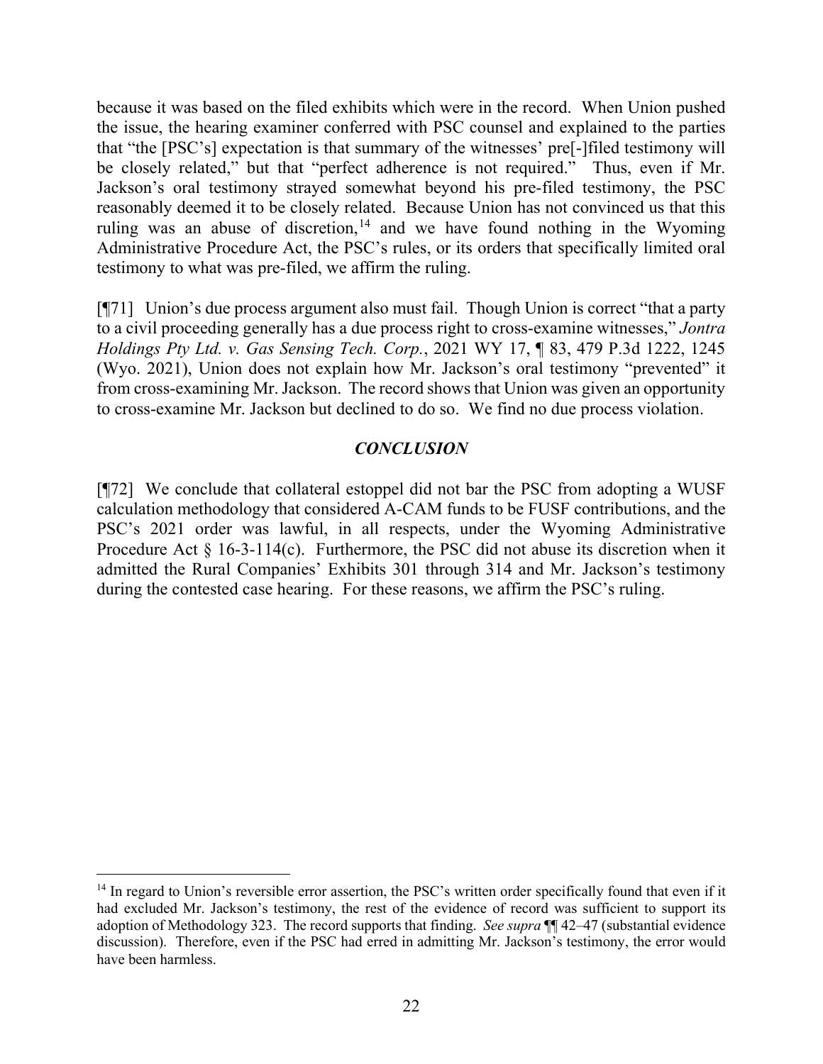because it was based on the filed exhibits which were in the record. When Union pushed the issue, the hearing examiner conferred with PSC counsel and explained to the parties that "the [PSC's] expectation is that summary of the witnesses' pre[-]filed testimony will be closely related," but that "perfect adherence is not required." Thus, even if Mr. Jackson's oral testimony strayed somewhat beyond his pre-filed testimony, the PSC reasonably deemed it to be closely related. Because Union has not convinced us that this ruling was an abuse of discretion,[14] and we have found nothing in the Wyoming Administrative Procedure Act, the PSC's rules, or its orders that specifically limited oral testimony to what was pre-filed, we affirm the ruling.

[¶71] Union's due process argument also must fail. Though Union is correct "that a party to a civil proceeding generally has a due process right to cross-examine witnesses," *Jontra Holdings Pty Ltd. v. Gas Sensing Tech. Corp.*, 2021 WY 17, ¶ 83, 479 P.3d 1222, 1245 (Wyo. 2021), Union does not explain how Mr. Jackson's oral testimony "prevented" it from cross-examining Mr. Jackson. The record shows that Union was given an opportunity to cross-examine Mr. Jackson but declined to do so. We find no due process violation.

## *CONCLUSION*

[¶72] We conclude that collateral estoppel did not bar the PSC from adopting a WUSF calculation methodology that considered A-CAM funds to be FUSF contributions, and the PSC's 2021 order was lawful, in all respects, under the Wyoming Administrative Procedure Act § 16-3-114(c). Furthermore, the PSC did not abuse its discretion when it admitted the Rural Companies' Exhibits 301 through 314 and Mr. Jackson's testimony during the contested case hearing. For these reasons, we affirm the PSC's ruling.

---

[14] In regard to Union's reversible error assertion, the PSC's written order specifically found that even if it had excluded Mr. Jackson's testimony, the rest of the evidence of record was sufficient to support its adoption of Methodology 323. The record supports that finding. *See supra* ¶¶ 42–47 (substantial evidence discussion). Therefore, even if the PSC had erred in admitting Mr. Jackson's testimony, the error would have been harmless.